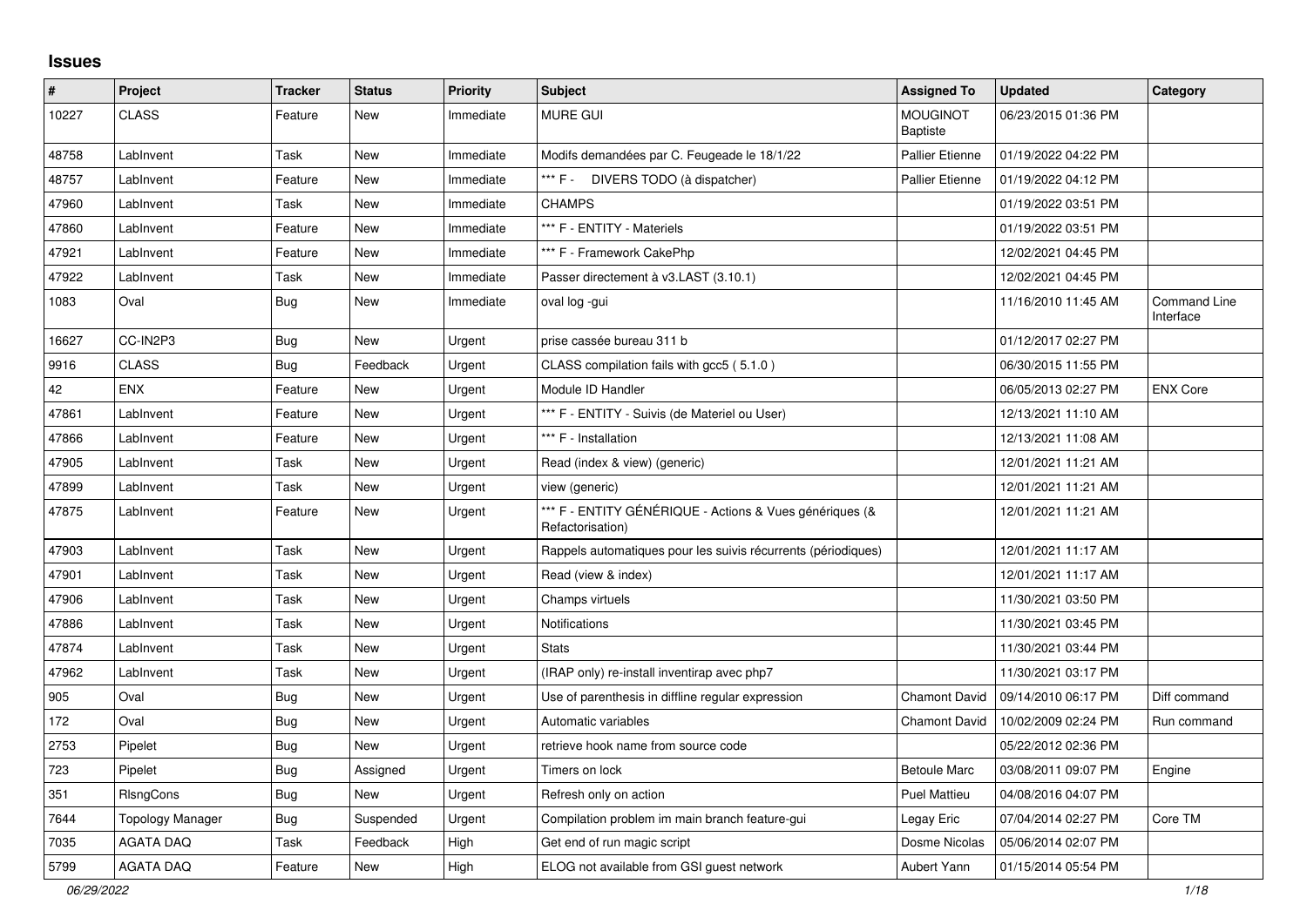# Issues

| # | Project | Tracker | Status | Priority | Subject | Assigned To | Updated | Category |
|---|---|---|---|---|---|---|---|---|
| 10227 | CLASS | Feature | New | Immediate | MURE GUI | MOUGINOT Baptiste | 06/23/2015 01:36 PM | |
| 48758 | LabInvent | Task | New | Immediate | Modifs demandées par C. Feugeade le 18/1/22 | Pallier Etienne | 01/19/2022 04:22 PM | |
| 48757 | LabInvent | Feature | New | Immediate | *** F - DIVERS TODO (à dispatcher) | Pallier Etienne | 01/19/2022 04:12 PM | |
| 47960 | LabInvent | Task | New | Immediate | CHAMPS | | 01/19/2022 03:51 PM | |
| 47860 | LabInvent | Feature | New | Immediate | *** F - ENTITY - Materiels | | 01/19/2022 03:51 PM | |
| 47921 | LabInvent | Feature | New | Immediate | *** F - Framework CakePhp | | 12/02/2021 04:45 PM | |
| 47922 | LabInvent | Task | New | Immediate | Passer directement à v3.LAST (3.10.1) | | 12/02/2021 04:45 PM | |
| 1083 | Oval | Bug | New | Immediate | oval log -gui | | 11/16/2010 11:45 AM | Command Line Interface |
| 16627 | CC-IN2P3 | Bug | New | Urgent | prise cassée bureau 311 b | | 01/12/2017 02:27 PM | |
| 9916 | CLASS | Bug | Feedback | Urgent | CLASS compilation fails with gcc5 ( 5.1.0 ) | | 06/30/2015 11:55 PM | |
| 42 | ENX | Feature | New | Urgent | Module ID Handler | | 06/05/2013 02:27 PM | ENX Core |
| 47861 | LabInvent | Feature | New | Urgent | *** F - ENTITY - Suivis (de Materiel ou User) | | 12/13/2021 11:10 AM | |
| 47866 | LabInvent | Feature | New | Urgent | *** F - Installation | | 12/13/2021 11:08 AM | |
| 47905 | LabInvent | Task | New | Urgent | Read (index & view) (generic) | | 12/01/2021 11:21 AM | |
| 47899 | LabInvent | Task | New | Urgent | view (generic) | | 12/01/2021 11:21 AM | |
| 47875 | LabInvent | Feature | New | Urgent | *** F - ENTITY GÉNÉRIQUE - Actions & Vues génériques (& Refactorisation) | | 12/01/2021 11:21 AM | |
| 47903 | LabInvent | Task | New | Urgent | Rappels automatiques pour les suivis récurrents (périodiques) | | 12/01/2021 11:17 AM | |
| 47901 | LabInvent | Task | New | Urgent | Read (view & index) | | 12/01/2021 11:17 AM | |
| 47906 | LabInvent | Task | New | Urgent | Champs virtuels | | 11/30/2021 03:50 PM | |
| 47886 | LabInvent | Task | New | Urgent | Notifications | | 11/30/2021 03:45 PM | |
| 47874 | LabInvent | Task | New | Urgent | Stats | | 11/30/2021 03:44 PM | |
| 47962 | LabInvent | Task | New | Urgent | (IRAP only) re-install inventirap avec php7 | | 11/30/2021 03:17 PM | |
| 905 | Oval | Bug | New | Urgent | Use of parenthesis in diffline regular expression | Chamont David | 09/14/2010 06:17 PM | Diff command |
| 172 | Oval | Bug | New | Urgent | Automatic variables | Chamont David | 10/02/2009 02:24 PM | Run command |
| 2753 | Pipelet | Bug | New | Urgent | retrieve hook name from source code | | 05/22/2012 02:36 PM | |
| 723 | Pipelet | Bug | Assigned | Urgent | Timers on lock | Betoule Marc | 03/08/2011 09:07 PM | Engine |
| 351 | RIsngCons | Bug | New | Urgent | Refresh only on action | Puel Mattieu | 04/08/2016 04:07 PM | |
| 7644 | Topology Manager | Bug | Suspended | Urgent | Compilation problem im main branch feature-gui | Legay Eric | 07/04/2014 02:27 PM | Core TM |
| 7035 | AGATA DAQ | Task | Feedback | High | Get end of run magic script | Dosme Nicolas | 05/06/2014 02:07 PM | |
| 5799 | AGATA DAQ | Feature | New | High | ELOG not available from GSI guest network | Aubert Yann | 01/15/2014 05:54 PM | |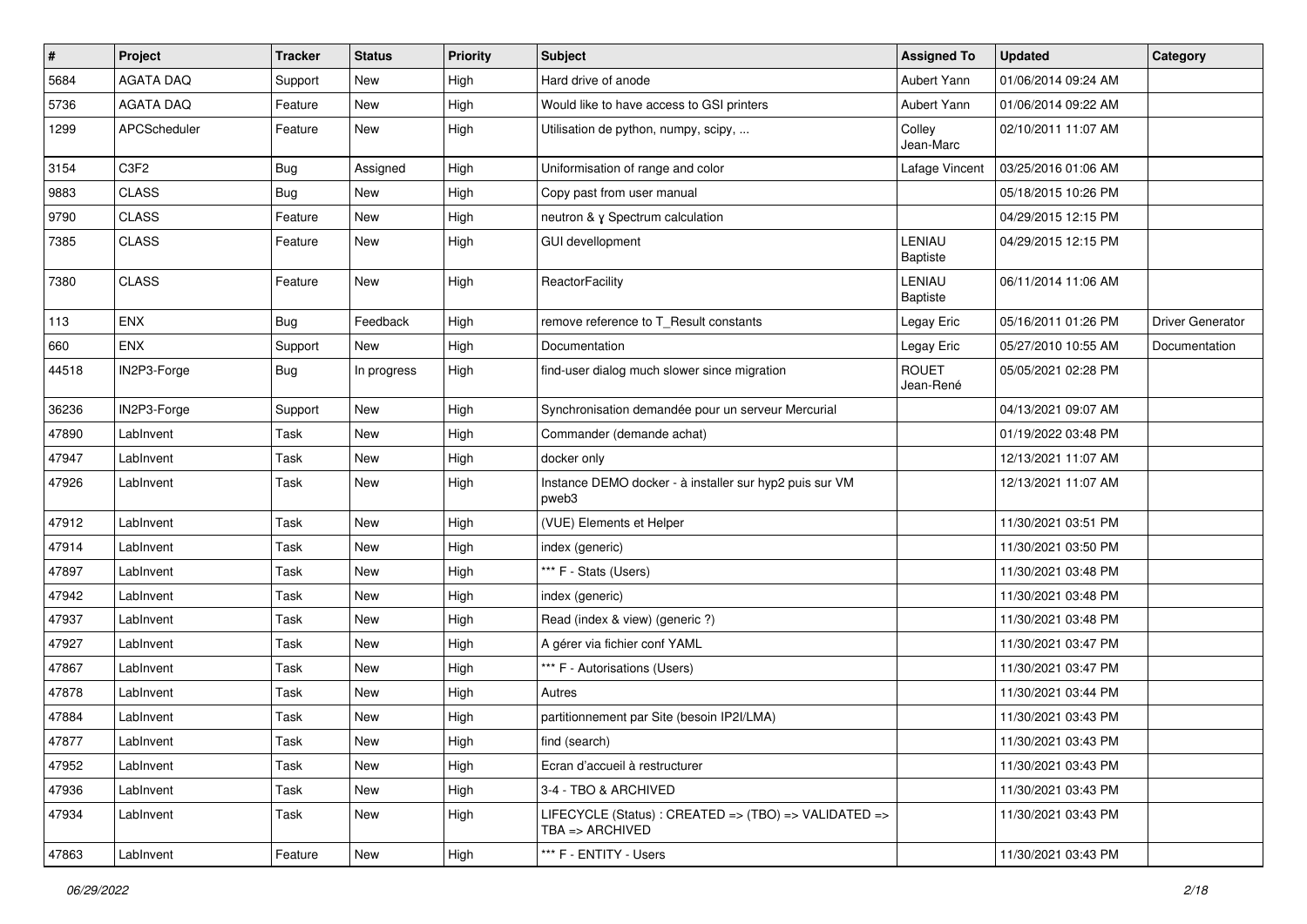| # | Project | Tracker | Status | Priority | Subject | Assigned To | Updated | Category |
|---|---|---|---|---|---|---|---|---|
| 5684 | AGATA DAQ | Support | New | High | Hard drive of anode | Aubert Yann | 01/06/2014 09:24 AM | |
| 5736 | AGATA DAQ | Feature | New | High | Would like to have access to GSI printers | Aubert Yann | 01/06/2014 09:22 AM | |
| 1299 | APCScheduler | Feature | New | High | Utilisation de python, numpy, scipy, ... | Colley Jean-Marc | 02/10/2011 11:07 AM | |
| 3154 | C3F2 | Bug | Assigned | High | Uniformisation of range and color | Lafage Vincent | 03/25/2016 01:06 AM | |
| 9883 | CLASS | Bug | New | High | Copy past from user manual | | 05/18/2015 10:26 PM | |
| 9790 | CLASS | Feature | New | High | neutron & γ Spectrum calculation | | 04/29/2015 12:15 PM | |
| 7385 | CLASS | Feature | New | High | GUI devellopment | LENIAU Baptiste | 04/29/2015 12:15 PM | |
| 7380 | CLASS | Feature | New | High | ReactorFacility | LENIAU Baptiste | 06/11/2014 11:06 AM | |
| 113 | ENX | Bug | Feedback | High | remove reference to T_Result constants | Legay Eric | 05/16/2011 01:26 PM | Driver Generator |
| 660 | ENX | Support | New | High | Documentation | Legay Eric | 05/27/2010 10:55 AM | Documentation |
| 44518 | IN2P3-Forge | Bug | In progress | High | find-user dialog much slower since migration | ROUET Jean-René | 05/05/2021 02:28 PM | |
| 36236 | IN2P3-Forge | Support | New | High | Synchronisation demandée pour un serveur Mercurial | | 04/13/2021 09:07 AM | |
| 47890 | LabInvent | Task | New | High | Commander (demande achat) | | 01/19/2022 03:48 PM | |
| 47947 | LabInvent | Task | New | High | docker only | | 12/13/2021 11:07 AM | |
| 47926 | LabInvent | Task | New | High | Instance DEMO docker - à installer sur hyp2 puis sur VM pweb3 | | 12/13/2021 11:07 AM | |
| 47912 | LabInvent | Task | New | High | (VUE) Elements et Helper | | 11/30/2021 03:51 PM | |
| 47914 | LabInvent | Task | New | High | index (generic) | | 11/30/2021 03:50 PM | |
| 47897 | LabInvent | Task | New | High | *** F - Stats (Users) | | 11/30/2021 03:48 PM | |
| 47942 | LabInvent | Task | New | High | index (generic) | | 11/30/2021 03:48 PM | |
| 47937 | LabInvent | Task | New | High | Read (index & view) (generic ?) | | 11/30/2021 03:48 PM | |
| 47927 | LabInvent | Task | New | High | A gérer via fichier conf YAML | | 11/30/2021 03:47 PM | |
| 47867 | LabInvent | Task | New | High | *** F - Autorisations (Users) | | 11/30/2021 03:47 PM | |
| 47878 | LabInvent | Task | New | High | Autres | | 11/30/2021 03:44 PM | |
| 47884 | LabInvent | Task | New | High | partitionnement par Site (besoin IP2I/LMA) | | 11/30/2021 03:43 PM | |
| 47877 | LabInvent | Task | New | High | find (search) | | 11/30/2021 03:43 PM | |
| 47952 | LabInvent | Task | New | High | Ecran d'accueil à restructurer | | 11/30/2021 03:43 PM | |
| 47936 | LabInvent | Task | New | High | 3-4 - TBO & ARCHIVED | | 11/30/2021 03:43 PM | |
| 47934 | LabInvent | Task | New | High | LIFECYCLE (Status) : CREATED => (TBO) => VALIDATED => TBA => ARCHIVED | | 11/30/2021 03:43 PM | |
| 47863 | LabInvent | Feature | New | High | *** F - ENTITY - Users | | 11/30/2021 03:43 PM | |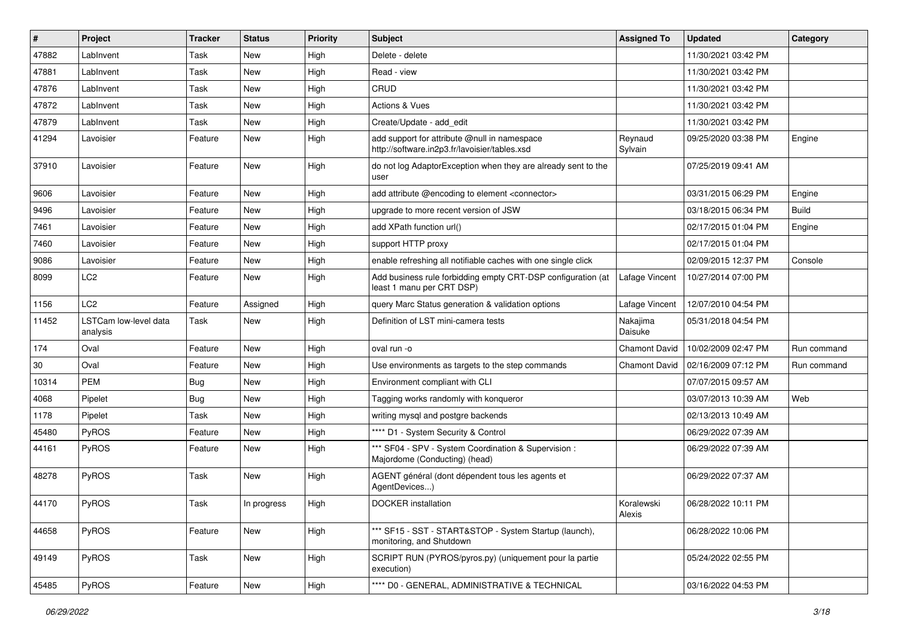| # | Project | Tracker | Status | Priority | Subject | Assigned To | Updated | Category |
|---|---|---|---|---|---|---|---|---|
| 47882 | LabInvent | Task | New | High | Delete - delete | | 11/30/2021 03:42 PM | |
| 47881 | LabInvent | Task | New | High | Read - view | | 11/30/2021 03:42 PM | |
| 47876 | LabInvent | Task | New | High | CRUD | | 11/30/2021 03:42 PM | |
| 47872 | LabInvent | Task | New | High | Actions & Vues | | 11/30/2021 03:42 PM | |
| 47879 | LabInvent | Task | New | High | Create/Update - add_edit | | 11/30/2021 03:42 PM | |
| 41294 | Lavoisier | Feature | New | High | add support for attribute @null in namespace http://software.in2p3.fr/lavoisier/tables.xsd | Reynaud Sylvain | 09/25/2020 03:38 PM | Engine |
| 37910 | Lavoisier | Feature | New | High | do not log AdaptorException when they are already sent to the user | | 07/25/2019 09:41 AM | |
| 9606 | Lavoisier | Feature | New | High | add attribute @encoding to element <connector> | | 03/31/2015 06:29 PM | Engine |
| 9496 | Lavoisier | Feature | New | High | upgrade to more recent version of JSW | | 03/18/2015 06:34 PM | Build |
| 7461 | Lavoisier | Feature | New | High | add XPath function url() | | 02/17/2015 01:04 PM | Engine |
| 7460 | Lavoisier | Feature | New | High | support HTTP proxy | | 02/17/2015 01:04 PM | |
| 9086 | Lavoisier | Feature | New | High | enable refreshing all notifiable caches with one single click | | 02/09/2015 12:37 PM | Console |
| 8099 | LC2 | Feature | New | High | Add business rule forbidding empty CRT-DSP configuration (at least 1 manu per CRT DSP) | Lafage Vincent | 10/27/2014 07:00 PM | |
| 1156 | LC2 | Feature | Assigned | High | query Marc Status generation & validation options | Lafage Vincent | 12/07/2010 04:54 PM | |
| 11452 | LSTCam low-level data analysis | Task | New | High | Definition of LST mini-camera tests | Nakajima Daisuke | 05/31/2018 04:54 PM | |
| 174 | Oval | Feature | New | High | oval run -o | Chamont David | 10/02/2009 02:47 PM | Run command |
| 30 | Oval | Feature | New | High | Use environments as targets to the step commands | Chamont David | 02/16/2009 07:12 PM | Run command |
| 10314 | PEM | Bug | New | High | Environment compliant with CLI | | 07/07/2015 09:57 AM | |
| 4068 | Pipelet | Bug | New | High | Tagging works randomly with konqueror | | 03/07/2013 10:39 AM | Web |
| 1178 | Pipelet | Task | New | High | writing mysql and postgre backends | | 02/13/2013 10:49 AM | |
| 45480 | PyROS | Feature | New | High | **** D1 - System Security & Control | | 06/29/2022 07:39 AM | |
| 44161 | PyROS | Feature | New | High | *** SF04 - SPV - System Coordination & Supervision : Majordome (Conducting) (head) | | 06/29/2022 07:39 AM | |
| 48278 | PyROS | Task | New | High | AGENT général (dont dépendent tous les agents et AgentDevices...) | | 06/29/2022 07:37 AM | |
| 44170 | PyROS | Task | In progress | High | DOCKER installation | Koralewski Alexis | 06/28/2022 10:11 PM | |
| 44658 | PyROS | Feature | New | High | *** SF15 - SST - START&STOP - System Startup (launch), monitoring, and Shutdown | | 06/28/2022 10:06 PM | |
| 49149 | PyROS | Task | New | High | SCRIPT RUN (PYROS/pyros.py) (uniquement pour la partie execution) | | 05/24/2022 02:55 PM | |
| 45485 | PyROS | Feature | New | High | **** D0 - GENERAL, ADMINISTRATIVE & TECHNICAL | | 03/16/2022 04:53 PM | |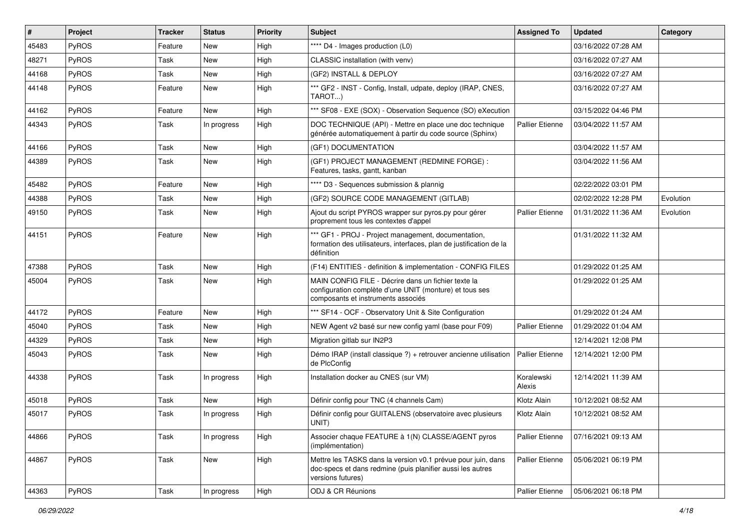| # | Project | Tracker | Status | Priority | Subject | Assigned To | Updated | Category |
|---|---|---|---|---|---|---|---|---|
| 45483 | PyROS | Feature | New | High | **** D4 - Images production (L0) | | 03/16/2022 07:28 AM | |
| 48271 | PyROS | Task | New | High | CLASSIC installation (with venv) | | 03/16/2022 07:27 AM | |
| 44168 | PyROS | Task | New | High | (GF2) INSTALL & DEPLOY | | 03/16/2022 07:27 AM | |
| 44148 | PyROS | Feature | New | High | *** GF2 - INST - Config, Install, udpate, deploy (IRAP, CNES, TAROT...) | | 03/16/2022 07:27 AM | |
| 44162 | PyROS | Feature | New | High | *** SF08 - EXE (SOX) - Observation Sequence (SO) eXecution | | 03/15/2022 04:46 PM | |
| 44343 | PyROS | Task | In progress | High | DOC TECHNIQUE (API) - Mettre en place une doc technique générée automatiquement à partir du code source (Sphinx) | Pallier Etienne | 03/04/2022 11:57 AM | |
| 44166 | PyROS | Task | New | High | (GF1) DOCUMENTATION | | 03/04/2022 11:57 AM | |
| 44389 | PyROS | Task | New | High | (GF1) PROJECT MANAGEMENT (REDMINE FORGE) : Features, tasks, gantt, kanban | | 03/04/2022 11:56 AM | |
| 45482 | PyROS | Feature | New | High | **** D3 - Sequences submission & plannig | | 02/22/2022 03:01 PM | |
| 44388 | PyROS | Task | New | High | (GF2) SOURCE CODE MANAGEMENT (GITLAB) | | 02/02/2022 12:28 PM | Evolution |
| 49150 | PyROS | Task | New | High | Ajout du script PYROS wrapper sur pyros.py pour gérer proprement tous les contextes d'appel | Pallier Etienne | 01/31/2022 11:36 AM | Evolution |
| 44151 | PyROS | Feature | New | High | *** GF1 - PROJ - Project management, documentation, formation des utilisateurs, interfaces, plan de justification de la définition | | 01/31/2022 11:32 AM | |
| 47388 | PyROS | Task | New | High | (F14) ENTITIES - definition & implementation - CONFIG FILES | | 01/29/2022 01:25 AM | |
| 45004 | PyROS | Task | New | High | MAIN CONFIG FILE - Décrire dans un fichier texte la configuration complète d'une UNIT (monture) et tous ses composants et instruments associés | | 01/29/2022 01:25 AM | |
| 44172 | PyROS | Feature | New | High | *** SF14 - OCF - Observatory Unit & Site Configuration | | 01/29/2022 01:24 AM | |
| 45040 | PyROS | Task | New | High | NEW Agent v2 basé sur new config yaml (base pour F09) | Pallier Etienne | 01/29/2022 01:04 AM | |
| 44329 | PyROS | Task | New | High | Migration gitlab sur IN2P3 | | 12/14/2021 12:08 PM | |
| 45043 | PyROS | Task | New | High | Démo IRAP (install classique ?) + retrouver ancienne utilisation de PlcConfig | Pallier Etienne | 12/14/2021 12:00 PM | |
| 44338 | PyROS | Task | In progress | High | Installation docker au CNES (sur VM) | Koralewski Alexis | 12/14/2021 11:39 AM | |
| 45018 | PyROS | Task | New | High | Définir config pour TNC (4 channels Cam) | Klotz Alain | 10/12/2021 08:52 AM | |
| 45017 | PyROS | Task | In progress | High | Définir config pour GUITALENS (observatoire avec plusieurs UNIT) | Klotz Alain | 10/12/2021 08:52 AM | |
| 44866 | PyROS | Task | In progress | High | Associer chaque FEATURE à 1(N) CLASSE/AGENT pyros (implémentation) | Pallier Etienne | 07/16/2021 09:13 AM | |
| 44867 | PyROS | Task | New | High | Mettre les TASKS dans la version v0.1 prévue pour juin, dans doc-specs et dans redmine (puis planifier aussi les autres versions futures) | Pallier Etienne | 05/06/2021 06:19 PM | |
| 44363 | PyROS | Task | In progress | High | ODJ & CR Réunions | Pallier Etienne | 05/06/2021 06:18 PM | |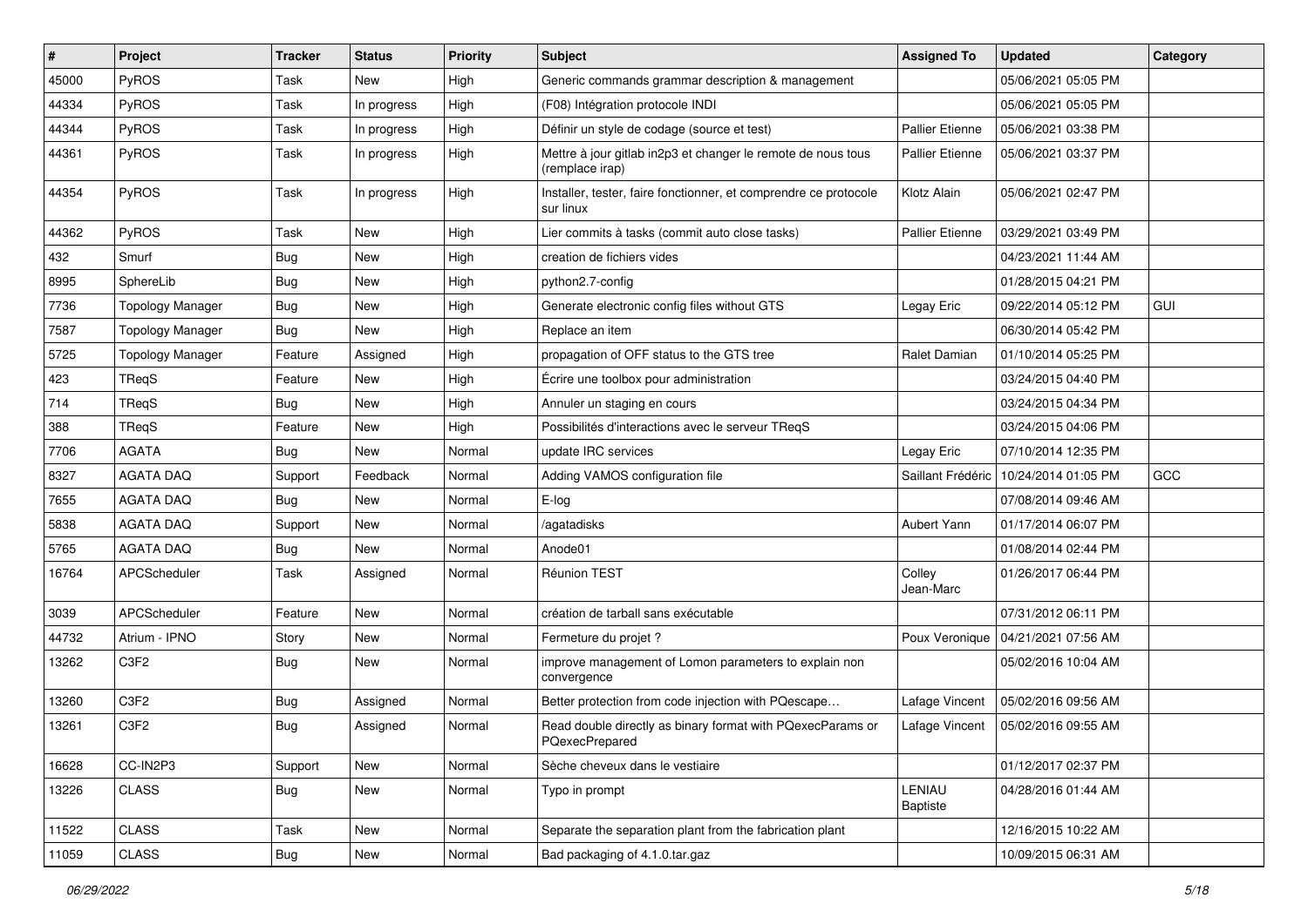| # | Project | Tracker | Status | Priority | Subject | Assigned To | Updated | Category |
|---|---|---|---|---|---|---|---|---|
| 45000 | PyROS | Task | New | High | Generic commands grammar description & management | | 05/06/2021 05:05 PM | |
| 44334 | PyROS | Task | In progress | High | (F08) Intégration protocole INDI | | 05/06/2021 05:05 PM | |
| 44344 | PyROS | Task | In progress | High | Définir un style de codage (source et test) | Pallier Etienne | 05/06/2021 03:38 PM | |
| 44361 | PyROS | Task | In progress | High | Mettre à jour gitlab in2p3 et changer le remote de nous tous (remplace irap) | Pallier Etienne | 05/06/2021 03:37 PM | |
| 44354 | PyROS | Task | In progress | High | Installer, tester, faire fonctionner, et comprendre ce protocole sur linux | Klotz Alain | 05/06/2021 02:47 PM | |
| 44362 | PyROS | Task | New | High | Lier commits à tasks (commit auto close tasks) | Pallier Etienne | 03/29/2021 03:49 PM | |
| 432 | Smurf | Bug | New | High | creation de fichiers vides | | 04/23/2021 11:44 AM | |
| 8995 | SphereLib | Bug | New | High | python2.7-config | | 01/28/2015 04:21 PM | |
| 7736 | Topology Manager | Bug | New | High | Generate electronic config files without GTS | Legay Eric | 09/22/2014 05:12 PM | GUI |
| 7587 | Topology Manager | Bug | New | High | Replace an item | | 06/30/2014 05:42 PM | |
| 5725 | Topology Manager | Feature | Assigned | High | propagation of OFF status to the GTS tree | Ralet Damian | 01/10/2014 05:25 PM | |
| 423 | TReqS | Feature | New | High | Écrire une toolbox pour administration | | 03/24/2015 04:40 PM | |
| 714 | TReqS | Bug | New | High | Annuler un staging en cours | | 03/24/2015 04:34 PM | |
| 388 | TReqS | Feature | New | High | Possibilités d'interactions avec le serveur TReqS | | 03/24/2015 04:06 PM | |
| 7706 | AGATA | Bug | New | Normal | update IRC services | Legay Eric | 07/10/2014 12:35 PM | |
| 8327 | AGATA DAQ | Support | Feedback | Normal | Adding VAMOS configuration file | Saillant Frédéric | 10/24/2014 01:05 PM | GCC |
| 7655 | AGATA DAQ | Bug | New | Normal | E-log | | 07/08/2014 09:46 AM | |
| 5838 | AGATA DAQ | Support | New | Normal | /agatadisks | Aubert Yann | 01/17/2014 06:07 PM | |
| 5765 | AGATA DAQ | Bug | New | Normal | Anode01 | | 01/08/2014 02:44 PM | |
| 16764 | APCScheduler | Task | Assigned | Normal | Réunion TEST | Colley Jean-Marc | 01/26/2017 06:44 PM | |
| 3039 | APCScheduler | Feature | New | Normal | création de tarball sans exécutable | | 07/31/2012 06:11 PM | |
| 44732 | Atrium - IPNO | Story | New | Normal | Fermeture du projet ? | Poux Veronique | 04/21/2021 07:56 AM | |
| 13262 | C3F2 | Bug | New | Normal | improve management of Lomon parameters to explain non convergence | | 05/02/2016 10:04 AM | |
| 13260 | C3F2 | Bug | Assigned | Normal | Better protection from code injection with PQescape… | Lafage Vincent | 05/02/2016 09:56 AM | |
| 13261 | C3F2 | Bug | Assigned | Normal | Read double directly as binary format with PQexecParams or PQexecPrepared | Lafage Vincent | 05/02/2016 09:55 AM | |
| 16628 | CC-IN2P3 | Support | New | Normal | Sèche cheveux dans le vestiaire | | 01/12/2017 02:37 PM | |
| 13226 | CLASS | Bug | New | Normal | Typo in prompt | LENIAU Baptiste | 04/28/2016 01:44 AM | |
| 11522 | CLASS | Task | New | Normal | Separate the separation plant from the fabrication plant | | 12/16/2015 10:22 AM | |
| 11059 | CLASS | Bug | New | Normal | Bad packaging of 4.1.0.tar.gaz | | 10/09/2015 06:31 AM | |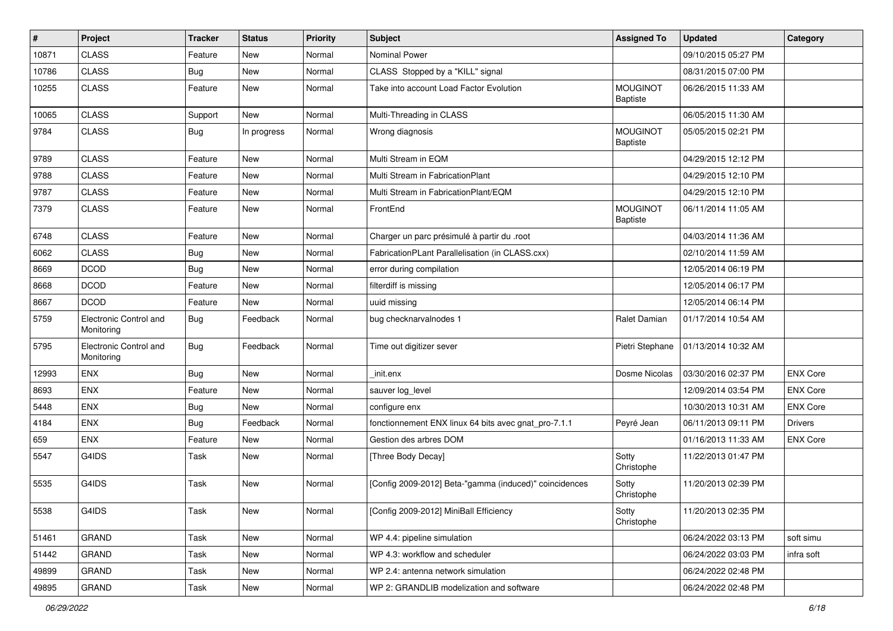| # | Project | Tracker | Status | Priority | Subject | Assigned To | Updated | Category |
|---|---|---|---|---|---|---|---|---|
| 10871 | CLASS | Feature | New | Normal | Nominal Power | | 09/10/2015 05:27 PM | |
| 10786 | CLASS | Bug | New | Normal | CLASS Stopped by a "KILL" signal | | 08/31/2015 07:00 PM | |
| 10255 | CLASS | Feature | New | Normal | Take into account Load Factor Evolution | MOUGINOT Baptiste | 06/26/2015 11:33 AM | |
| 10065 | CLASS | Support | New | Normal | Multi-Threading in CLASS | | 06/05/2015 11:30 AM | |
| 9784 | CLASS | Bug | In progress | Normal | Wrong diagnosis | MOUGINOT Baptiste | 05/05/2015 02:21 PM | |
| 9789 | CLASS | Feature | New | Normal | Multi Stream in EQM | | 04/29/2015 12:12 PM | |
| 9788 | CLASS | Feature | New | Normal | Multi Stream in FabricationPlant | | 04/29/2015 12:10 PM | |
| 9787 | CLASS | Feature | New | Normal | Multi Stream in FabricationPlant/EQM | | 04/29/2015 12:10 PM | |
| 7379 | CLASS | Feature | New | Normal | FrontEnd | MOUGINOT Baptiste | 06/11/2014 11:05 AM | |
| 6748 | CLASS | Feature | New | Normal | Charger un parc présimulé à partir du .root | | 04/03/2014 11:36 AM | |
| 6062 | CLASS | Bug | New | Normal | FabricationPLant Parallelisation (in CLASS.cxx) | | 02/10/2014 11:59 AM | |
| 8669 | DCOD | Bug | New | Normal | error during compilation | | 12/05/2014 06:19 PM | |
| 8668 | DCOD | Feature | New | Normal | filterdiff is missing | | 12/05/2014 06:17 PM | |
| 8667 | DCOD | Feature | New | Normal | uuid missing | | 12/05/2014 06:14 PM | |
| 5759 | Electronic Control and Monitoring | Bug | Feedback | Normal | bug checknarvalnodes 1 | Ralet Damian | 01/17/2014 10:54 AM | |
| 5795 | Electronic Control and Monitoring | Bug | Feedback | Normal | Time out digitizer sever | Pietri Stephane | 01/13/2014 10:32 AM | |
| 12993 | ENX | Bug | New | Normal | _init.enx | Dosme Nicolas | 03/30/2016 02:37 PM | ENX Core |
| 8693 | ENX | Feature | New | Normal | sauver log_level | | 12/09/2014 03:54 PM | ENX Core |
| 5448 | ENX | Bug | New | Normal | configure enx | | 10/30/2013 10:31 AM | ENX Core |
| 4184 | ENX | Bug | Feedback | Normal | fonctionnement ENX linux 64 bits avec gnat_pro-7.1.1 | Peyré Jean | 06/11/2013 09:11 PM | Drivers |
| 659 | ENX | Feature | New | Normal | Gestion des arbres DOM | | 01/16/2013 11:33 AM | ENX Core |
| 5547 | G4IDS | Task | New | Normal | [Three Body Decay] | Sotty Christophe | 11/22/2013 01:47 PM | |
| 5535 | G4IDS | Task | New | Normal | [Config 2009-2012] Beta-"gamma (induced)" coincidences | Sotty Christophe | 11/20/2013 02:39 PM | |
| 5538 | G4IDS | Task | New | Normal | [Config 2009-2012] MiniBall Efficiency | Sotty Christophe | 11/20/2013 02:35 PM | |
| 51461 | GRAND | Task | New | Normal | WP 4.4: pipeline simulation | | 06/24/2022 03:13 PM | soft simu |
| 51442 | GRAND | Task | New | Normal | WP 4.3: workflow and scheduler | | 06/24/2022 03:03 PM | infra soft |
| 49899 | GRAND | Task | New | Normal | WP 2.4: antenna network simulation | | 06/24/2022 02:48 PM | |
| 49895 | GRAND | Task | New | Normal | WP 2: GRANDLIB modelization and software | | 06/24/2022 02:48 PM | |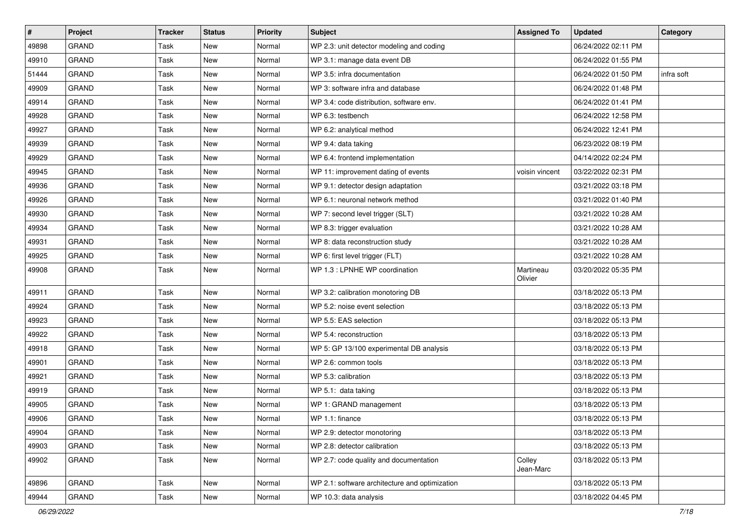| # | Project | Tracker | Status | Priority | Subject | Assigned To | Updated | Category |
|---|---|---|---|---|---|---|---|---|
| 49898 | GRAND | Task | New | Normal | WP 2.3: unit detector modeling and coding | | 06/24/2022 02:11 PM | |
| 49910 | GRAND | Task | New | Normal | WP 3.1: manage data event DB | | 06/24/2022 01:55 PM | |
| 51444 | GRAND | Task | New | Normal | WP 3.5: infra documentation | | 06/24/2022 01:50 PM | infra soft |
| 49909 | GRAND | Task | New | Normal | WP 3: software infra and database | | 06/24/2022 01:48 PM | |
| 49914 | GRAND | Task | New | Normal | WP 3.4: code distribution, software env. | | 06/24/2022 01:41 PM | |
| 49928 | GRAND | Task | New | Normal | WP 6.3: testbench | | 06/24/2022 12:58 PM | |
| 49927 | GRAND | Task | New | Normal | WP 6.2: analytical method | | 06/24/2022 12:41 PM | |
| 49939 | GRAND | Task | New | Normal | WP 9.4: data taking | | 06/23/2022 08:19 PM | |
| 49929 | GRAND | Task | New | Normal | WP 6.4: frontend implementation | | 04/14/2022 02:24 PM | |
| 49945 | GRAND | Task | New | Normal | WP 11: improvement dating of events | voisin vincent | 03/22/2022 02:31 PM | |
| 49936 | GRAND | Task | New | Normal | WP 9.1: detector design adaptation | | 03/21/2022 03:18 PM | |
| 49926 | GRAND | Task | New | Normal | WP 6.1: neuronal network method | | 03/21/2022 01:40 PM | |
| 49930 | GRAND | Task | New | Normal | WP 7: second level trigger (SLT) | | 03/21/2022 10:28 AM | |
| 49934 | GRAND | Task | New | Normal | WP 8.3: trigger evaluation | | 03/21/2022 10:28 AM | |
| 49931 | GRAND | Task | New | Normal | WP 8: data reconstruction study | | 03/21/2022 10:28 AM | |
| 49925 | GRAND | Task | New | Normal | WP 6: first level trigger (FLT) | | 03/21/2022 10:28 AM | |
| 49908 | GRAND | Task | New | Normal | WP 1.3 : LPNHE WP coordination | Martineau Olivier | 03/20/2022 05:35 PM | |
| 49911 | GRAND | Task | New | Normal | WP 3.2: calibration monotoring DB | | 03/18/2022 05:13 PM | |
| 49924 | GRAND | Task | New | Normal | WP 5.2: noise event selection | | 03/18/2022 05:13 PM | |
| 49923 | GRAND | Task | New | Normal | WP 5.5: EAS selection | | 03/18/2022 05:13 PM | |
| 49922 | GRAND | Task | New | Normal | WP 5.4: reconstruction | | 03/18/2022 05:13 PM | |
| 49918 | GRAND | Task | New | Normal | WP 5: GP 13/100 experimental DB analysis | | 03/18/2022 05:13 PM | |
| 49901 | GRAND | Task | New | Normal | WP 2.6: common tools | | 03/18/2022 05:13 PM | |
| 49921 | GRAND | Task | New | Normal | WP 5.3: calibration | | 03/18/2022 05:13 PM | |
| 49919 | GRAND | Task | New | Normal | WP 5.1: data taking | | 03/18/2022 05:13 PM | |
| 49905 | GRAND | Task | New | Normal | WP 1: GRAND management | | 03/18/2022 05:13 PM | |
| 49906 | GRAND | Task | New | Normal | WP 1.1: finance | | 03/18/2022 05:13 PM | |
| 49904 | GRAND | Task | New | Normal | WP 2.9: detector monotoring | | 03/18/2022 05:13 PM | |
| 49903 | GRAND | Task | New | Normal | WP 2.8: detector calibration | | 03/18/2022 05:13 PM | |
| 49902 | GRAND | Task | New | Normal | WP 2.7: code quality and documentation | Colley Jean-Marc | 03/18/2022 05:13 PM | |
| 49896 | GRAND | Task | New | Normal | WP 2.1: software architecture and optimization | | 03/18/2022 05:13 PM | |
| 49944 | GRAND | Task | New | Normal | WP 10.3: data analysis | | 03/18/2022 04:45 PM | |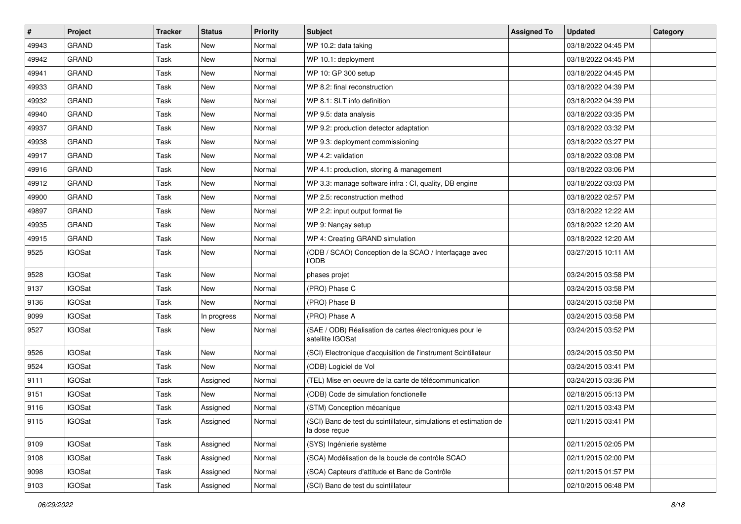| # | Project | Tracker | Status | Priority | Subject | Assigned To | Updated | Category |
|---|---|---|---|---|---|---|---|---|
| 49943 | GRAND | Task | New | Normal | WP 10.2: data taking | | 03/18/2022 04:45 PM | |
| 49942 | GRAND | Task | New | Normal | WP 10.1: deployment | | 03/18/2022 04:45 PM | |
| 49941 | GRAND | Task | New | Normal | WP 10: GP 300 setup | | 03/18/2022 04:45 PM | |
| 49933 | GRAND | Task | New | Normal | WP 8.2: final reconstruction | | 03/18/2022 04:39 PM | |
| 49932 | GRAND | Task | New | Normal | WP 8.1: SLT info definition | | 03/18/2022 04:39 PM | |
| 49940 | GRAND | Task | New | Normal | WP 9.5: data analysis | | 03/18/2022 03:35 PM | |
| 49937 | GRAND | Task | New | Normal | WP 9.2: production detector adaptation | | 03/18/2022 03:32 PM | |
| 49938 | GRAND | Task | New | Normal | WP 9.3: deployment commissioning | | 03/18/2022 03:27 PM | |
| 49917 | GRAND | Task | New | Normal | WP 4.2: validation | | 03/18/2022 03:08 PM | |
| 49916 | GRAND | Task | New | Normal | WP 4.1: production, storing & management | | 03/18/2022 03:06 PM | |
| 49912 | GRAND | Task | New | Normal | WP 3.3: manage software infra : CI, quality, DB engine | | 03/18/2022 03:03 PM | |
| 49900 | GRAND | Task | New | Normal | WP 2.5: reconstruction method | | 03/18/2022 02:57 PM | |
| 49897 | GRAND | Task | New | Normal | WP 2.2: input output format fie | | 03/18/2022 12:22 AM | |
| 49935 | GRAND | Task | New | Normal | WP 9: Nançay setup | | 03/18/2022 12:20 AM | |
| 49915 | GRAND | Task | New | Normal | WP 4: Creating GRAND simulation | | 03/18/2022 12:20 AM | |
| 9525 | IGOSat | Task | New | Normal | (ODB / SCAO) Conception de la SCAO / Interfaçage avec l'ODB | | 03/27/2015 10:11 AM | |
| 9528 | IGOSat | Task | New | Normal | phases projet | | 03/24/2015 03:58 PM | |
| 9137 | IGOSat | Task | New | Normal | (PRO) Phase C | | 03/24/2015 03:58 PM | |
| 9136 | IGOSat | Task | New | Normal | (PRO) Phase B | | 03/24/2015 03:58 PM | |
| 9099 | IGOSat | Task | In progress | Normal | (PRO) Phase A | | 03/24/2015 03:58 PM | |
| 9527 | IGOSat | Task | New | Normal | (SAE / ODB) Réalisation de cartes électroniques pour le satellite IGOSat | | 03/24/2015 03:52 PM | |
| 9526 | IGOSat | Task | New | Normal | (SCI) Electronique d'acquisition de l'instrument Scintillateur | | 03/24/2015 03:50 PM | |
| 9524 | IGOSat | Task | New | Normal | (ODB) Logiciel de Vol | | 03/24/2015 03:41 PM | |
| 9111 | IGOSat | Task | Assigned | Normal | (TEL) Mise en oeuvre de la carte de télécommunication | | 03/24/2015 03:36 PM | |
| 9151 | IGOSat | Task | New | Normal | (ODB) Code de simulation fonctionelle | | 02/18/2015 05:13 PM | |
| 9116 | IGOSat | Task | Assigned | Normal | (STM) Conception mécanique | | 02/11/2015 03:43 PM | |
| 9115 | IGOSat | Task | Assigned | Normal | (SCI) Banc de test du scintillateur, simulations et estimation de la dose reçue | | 02/11/2015 03:41 PM | |
| 9109 | IGOSat | Task | Assigned | Normal | (SYS) Ingénierie système | | 02/11/2015 02:05 PM | |
| 9108 | IGOSat | Task | Assigned | Normal | (SCA) Modélisation de la boucle de contrôle SCAO | | 02/11/2015 02:00 PM | |
| 9098 | IGOSat | Task | Assigned | Normal | (SCA) Capteurs d'attitude et Banc de Contrôle | | 02/11/2015 01:57 PM | |
| 9103 | IGOSat | Task | Assigned | Normal | (SCI) Banc de test du scintillateur | | 02/10/2015 06:48 PM | |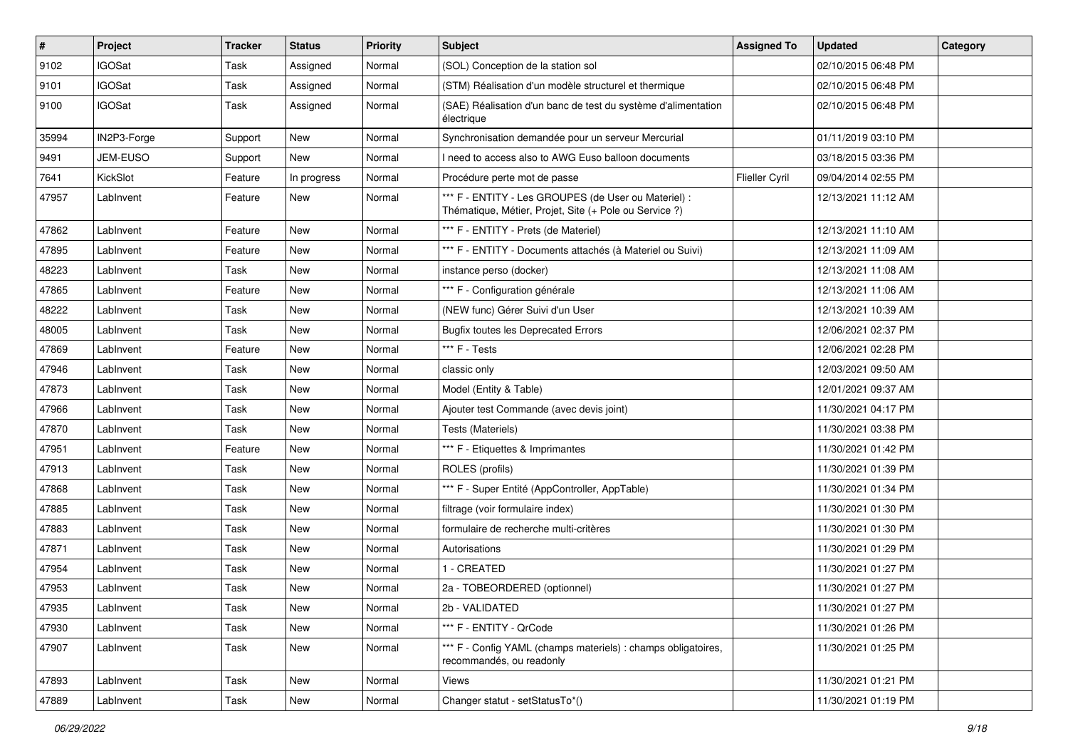| # | Project | Tracker | Status | Priority | Subject | Assigned To | Updated | Category |
|---|---|---|---|---|---|---|---|---|
| 9102 | IGOSat | Task | Assigned | Normal | (SOL) Conception de la station sol | | 02/10/2015 06:48 PM | |
| 9101 | IGOSat | Task | Assigned | Normal | (STM) Réalisation d'un modèle structurel et thermique | | 02/10/2015 06:48 PM | |
| 9100 | IGOSat | Task | Assigned | Normal | (SAE) Réalisation d'un banc de test du système d'alimentation électrique | | 02/10/2015 06:48 PM | |
| 35994 | IN2P3-Forge | Support | New | Normal | Synchronisation demandée pour un serveur Mercurial | | 01/11/2019 03:10 PM | |
| 9491 | JEM-EUSO | Support | New | Normal | I need to access also to AWG Euso balloon documents | | 03/18/2015 03:36 PM | |
| 7641 | KickSlot | Feature | In progress | Normal | Procédure perte mot de passe | Flieller Cyril | 09/04/2014 02:55 PM | |
| 47957 | LabInvent | Feature | New | Normal | *** F - ENTITY - Les GROUPES (de User ou Materiel) : Thématique, Métier, Projet, Site (+ Pole ou Service ?) | | 12/13/2021 11:12 AM | |
| 47862 | LabInvent | Feature | New | Normal | *** F - ENTITY - Prets (de Materiel) | | 12/13/2021 11:10 AM | |
| 47895 | LabInvent | Feature | New | Normal | *** F - ENTITY - Documents attachés (à Materiel ou Suivi) | | 12/13/2021 11:09 AM | |
| 48223 | LabInvent | Task | New | Normal | instance perso (docker) | | 12/13/2021 11:08 AM | |
| 47865 | LabInvent | Feature | New | Normal | *** F - Configuration générale | | 12/13/2021 11:06 AM | |
| 48222 | LabInvent | Task | New | Normal | (NEW func) Gérer Suivi d'un User | | 12/13/2021 10:39 AM | |
| 48005 | LabInvent | Task | New | Normal | Bugfix toutes les Deprecated Errors | | 12/06/2021 02:37 PM | |
| 47869 | LabInvent | Feature | New | Normal | *** F - Tests | | 12/06/2021 02:28 PM | |
| 47946 | LabInvent | Task | New | Normal | classic only | | 12/03/2021 09:50 AM | |
| 47873 | LabInvent | Task | New | Normal | Model (Entity & Table) | | 12/01/2021 09:37 AM | |
| 47966 | LabInvent | Task | New | Normal | Ajouter test Commande (avec devis joint) | | 11/30/2021 04:17 PM | |
| 47870 | LabInvent | Task | New | Normal | Tests (Materiels) | | 11/30/2021 03:38 PM | |
| 47951 | LabInvent | Feature | New | Normal | *** F - Etiquettes & Imprimantes | | 11/30/2021 01:42 PM | |
| 47913 | LabInvent | Task | New | Normal | ROLES (profils) | | 11/30/2021 01:39 PM | |
| 47868 | LabInvent | Task | New | Normal | *** F - Super Entité (AppController, AppTable) | | 11/30/2021 01:34 PM | |
| 47885 | LabInvent | Task | New | Normal | filtrage (voir formulaire index) | | 11/30/2021 01:30 PM | |
| 47883 | LabInvent | Task | New | Normal | formulaire de recherche multi-critères | | 11/30/2021 01:30 PM | |
| 47871 | LabInvent | Task | New | Normal | Autorisations | | 11/30/2021 01:29 PM | |
| 47954 | LabInvent | Task | New | Normal | 1 - CREATED | | 11/30/2021 01:27 PM | |
| 47953 | LabInvent | Task | New | Normal | 2a - TOBEORDERED (optionnel) | | 11/30/2021 01:27 PM | |
| 47935 | LabInvent | Task | New | Normal | 2b - VALIDATED | | 11/30/2021 01:27 PM | |
| 47930 | LabInvent | Task | New | Normal | *** F - ENTITY - QrCode | | 11/30/2021 01:26 PM | |
| 47907 | LabInvent | Task | New | Normal | *** F - Config YAML (champs materiels) : champs obligatoires, recommandés, ou readonly | | 11/30/2021 01:25 PM | |
| 47893 | LabInvent | Task | New | Normal | Views | | 11/30/2021 01:21 PM | |
| 47889 | LabInvent | Task | New | Normal | Changer statut - setStatusTo*() | | 11/30/2021 01:19 PM | |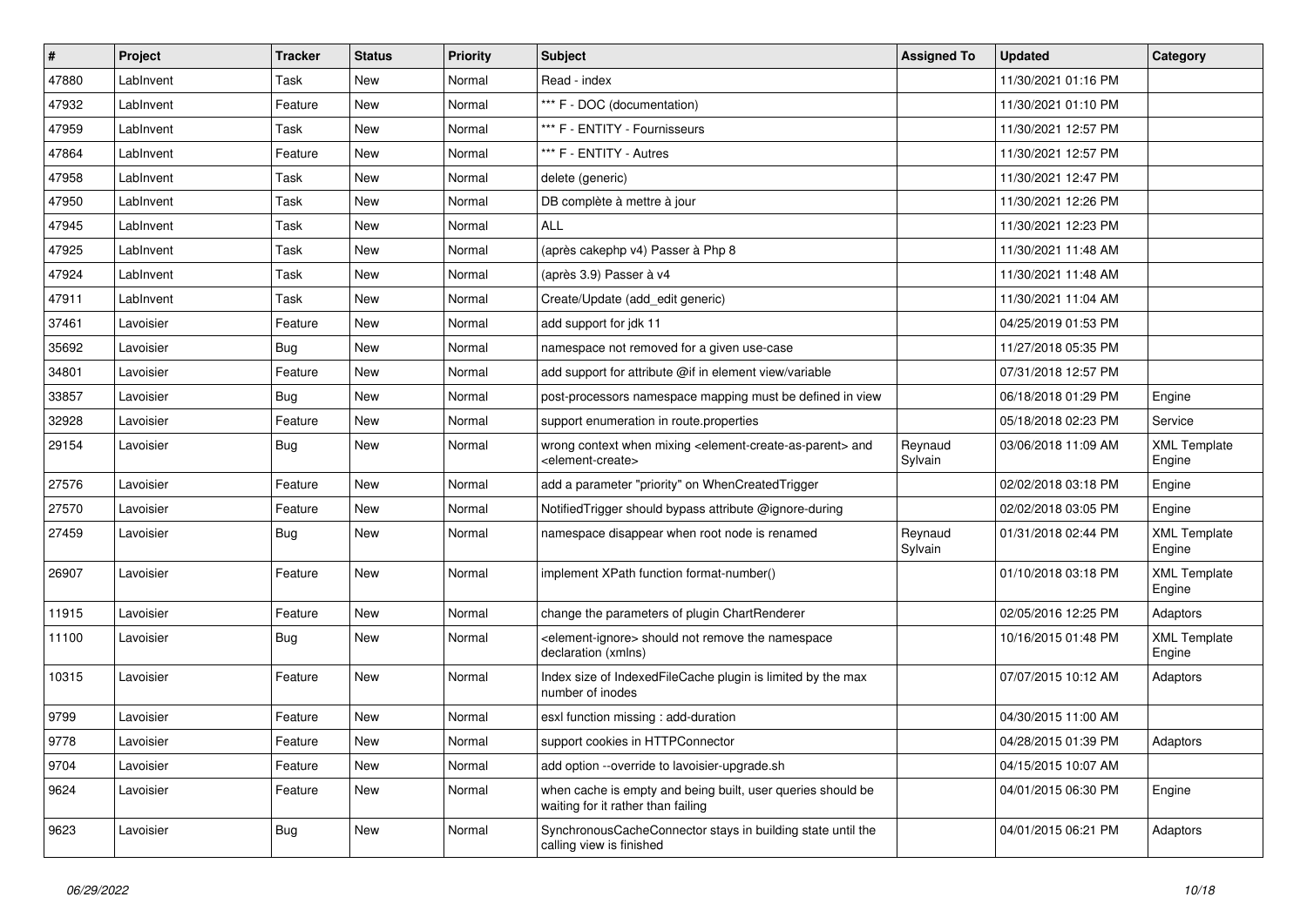| # | Project | Tracker | Status | Priority | Subject | Assigned To | Updated | Category |
|---|---|---|---|---|---|---|---|---|
| 47880 | LabInvent | Task | New | Normal | Read - index | | 11/30/2021 01:16 PM | |
| 47932 | LabInvent | Feature | New | Normal | *** F - DOC (documentation) | | 11/30/2021 01:10 PM | |
| 47959 | LabInvent | Task | New | Normal | *** F - ENTITY - Fournisseurs | | 11/30/2021 12:57 PM | |
| 47864 | LabInvent | Feature | New | Normal | *** F - ENTITY - Autres | | 11/30/2021 12:57 PM | |
| 47958 | LabInvent | Task | New | Normal | delete (generic) | | 11/30/2021 12:47 PM | |
| 47950 | LabInvent | Task | New | Normal | DB complète à mettre à jour | | 11/30/2021 12:26 PM | |
| 47945 | LabInvent | Task | New | Normal | ALL | | 11/30/2021 12:23 PM | |
| 47925 | LabInvent | Task | New | Normal | (après cakephp v4) Passer à Php 8 | | 11/30/2021 11:48 AM | |
| 47924 | LabInvent | Task | New | Normal | (après 3.9) Passer à v4 | | 11/30/2021 11:48 AM | |
| 47911 | LabInvent | Task | New | Normal | Create/Update (add_edit generic) | | 11/30/2021 11:04 AM | |
| 37461 | Lavoisier | Feature | New | Normal | add support for jdk 11 | | 04/25/2019 01:53 PM | |
| 35692 | Lavoisier | Bug | New | Normal | namespace not removed for a given use-case | | 11/27/2018 05:35 PM | |
| 34801 | Lavoisier | Feature | New | Normal | add support for attribute @if in element view/variable | | 07/31/2018 12:57 PM | |
| 33857 | Lavoisier | Bug | New | Normal | post-processors namespace mapping must be defined in view | | 06/18/2018 01:29 PM | Engine |
| 32928 | Lavoisier | Feature | New | Normal | support enumeration in route.properties | | 05/18/2018 02:23 PM | Service |
| 29154 | Lavoisier | Bug | New | Normal | wrong context when mixing <element-create-as-parent> and <element-create> | Reynaud Sylvain | 03/06/2018 11:09 AM | XML Template Engine |
| 27576 | Lavoisier | Feature | New | Normal | add a parameter "priority" on WhenCreatedTrigger | | 02/02/2018 03:18 PM | Engine |
| 27570 | Lavoisier | Feature | New | Normal | NotifiedTrigger should bypass attribute @ignore-during | | 02/02/2018 03:05 PM | Engine |
| 27459 | Lavoisier | Bug | New | Normal | namespace disappear when root node is renamed | Reynaud Sylvain | 01/31/2018 02:44 PM | XML Template Engine |
| 26907 | Lavoisier | Feature | New | Normal | implement XPath function format-number() | | 01/10/2018 03:18 PM | XML Template Engine |
| 11915 | Lavoisier | Feature | New | Normal | change the parameters of plugin ChartRenderer | | 02/05/2016 12:25 PM | Adaptors |
| 11100 | Lavoisier | Bug | New | Normal | <element-ignore> should not remove the namespace declaration (xmlns) | | 10/16/2015 01:48 PM | XML Template Engine |
| 10315 | Lavoisier | Feature | New | Normal | Index size of IndexedFileCache plugin is limited by the max number of inodes | | 07/07/2015 10:12 AM | Adaptors |
| 9799 | Lavoisier | Feature | New | Normal | esxl function missing : add-duration | | 04/30/2015 11:00 AM | |
| 9778 | Lavoisier | Feature | New | Normal | support cookies in HTTPConnector | | 04/28/2015 01:39 PM | Adaptors |
| 9704 | Lavoisier | Feature | New | Normal | add option --override to lavoisier-upgrade.sh | | 04/15/2015 10:07 AM | |
| 9624 | Lavoisier | Feature | New | Normal | when cache is empty and being built, user queries should be waiting for it rather than failing | | 04/01/2015 06:30 PM | Engine |
| 9623 | Lavoisier | Bug | New | Normal | SynchronousCacheConnector stays in building state until the calling view is finished | | 04/01/2015 06:21 PM | Adaptors |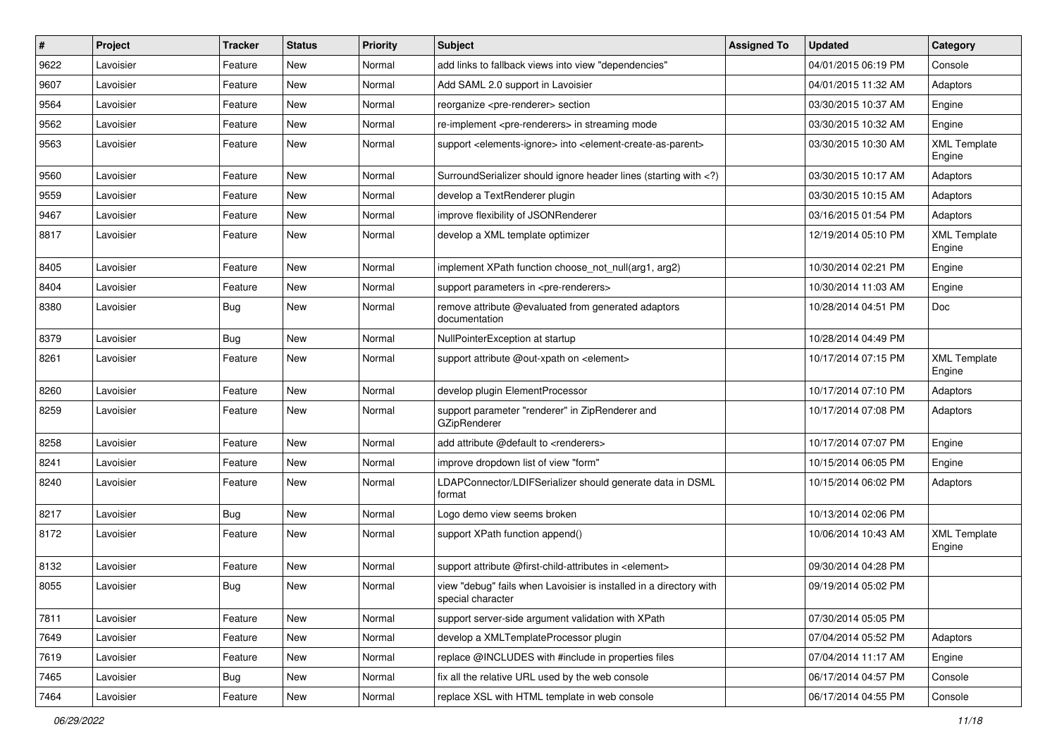| # | Project | Tracker | Status | Priority | Subject | Assigned To | Updated | Category |
|---|---|---|---|---|---|---|---|---|
| 9622 | Lavoisier | Feature | New | Normal | add links to fallback views into view "dependencies" | | 04/01/2015 06:19 PM | Console |
| 9607 | Lavoisier | Feature | New | Normal | Add SAML 2.0 support in Lavoisier | | 04/01/2015 11:32 AM | Adaptors |
| 9564 | Lavoisier | Feature | New | Normal | reorganize <pre-renderer> section | | 03/30/2015 10:37 AM | Engine |
| 9562 | Lavoisier | Feature | New | Normal | re-implement <pre-renderers> in streaming mode | | 03/30/2015 10:32 AM | Engine |
| 9563 | Lavoisier | Feature | New | Normal | support <elements-ignore> into <element-create-as-parent> | | 03/30/2015 10:30 AM | XML Template Engine |
| 9560 | Lavoisier | Feature | New | Normal | SurroundSerializer should ignore header lines (starting with <?) | | 03/30/2015 10:17 AM | Adaptors |
| 9559 | Lavoisier | Feature | New | Normal | develop a TextRenderer plugin | | 03/30/2015 10:15 AM | Adaptors |
| 9467 | Lavoisier | Feature | New | Normal | improve flexibility of JSONRenderer | | 03/16/2015 01:54 PM | Adaptors |
| 8817 | Lavoisier | Feature | New | Normal | develop a XML template optimizer | | 12/19/2014 05:10 PM | XML Template Engine |
| 8405 | Lavoisier | Feature | New | Normal | implement XPath function choose_not_null(arg1, arg2) | | 10/30/2014 02:21 PM | Engine |
| 8404 | Lavoisier | Feature | New | Normal | support parameters in <pre-renderers> | | 10/30/2014 11:03 AM | Engine |
| 8380 | Lavoisier | Bug | New | Normal | remove attribute @evaluated from generated adaptors documentation | | 10/28/2014 04:51 PM | Doc |
| 8379 | Lavoisier | Bug | New | Normal | NullPointerException at startup | | 10/28/2014 04:49 PM | |
| 8261 | Lavoisier | Feature | New | Normal | support attribute @out-xpath on <element> | | 10/17/2014 07:15 PM | XML Template Engine |
| 8260 | Lavoisier | Feature | New | Normal | develop plugin ElementProcessor | | 10/17/2014 07:10 PM | Adaptors |
| 8259 | Lavoisier | Feature | New | Normal | support parameter "renderer" in ZipRenderer and GZipRenderer | | 10/17/2014 07:08 PM | Adaptors |
| 8258 | Lavoisier | Feature | New | Normal | add attribute @default to <renderers> | | 10/17/2014 07:07 PM | Engine |
| 8241 | Lavoisier | Feature | New | Normal | improve dropdown list of view "form" | | 10/15/2014 06:05 PM | Engine |
| 8240 | Lavoisier | Feature | New | Normal | LDAPConnector/LDIFSerializer should generate data in DSML format | | 10/15/2014 06:02 PM | Adaptors |
| 8217 | Lavoisier | Bug | New | Normal | Logo demo view seems broken | | 10/13/2014 02:06 PM | |
| 8172 | Lavoisier | Feature | New | Normal | support XPath function append() | | 10/06/2014 10:43 AM | XML Template Engine |
| 8132 | Lavoisier | Feature | New | Normal | support attribute @first-child-attributes in <element> | | 09/30/2014 04:28 PM | |
| 8055 | Lavoisier | Bug | New | Normal | view "debug" fails when Lavoisier is installed in a directory with special character | | 09/19/2014 05:02 PM | |
| 7811 | Lavoisier | Feature | New | Normal | support server-side argument validation with XPath | | 07/30/2014 05:05 PM | |
| 7649 | Lavoisier | Feature | New | Normal | develop a XMLTemplateProcessor plugin | | 07/04/2014 05:52 PM | Adaptors |
| 7619 | Lavoisier | Feature | New | Normal | replace @INCLUDES with #include in properties files | | 07/04/2014 11:17 AM | Engine |
| 7465 | Lavoisier | Bug | New | Normal | fix all the relative URL used by the web console | | 06/17/2014 04:57 PM | Console |
| 7464 | Lavoisier | Feature | New | Normal | replace XSL with HTML template in web console | | 06/17/2014 04:55 PM | Console |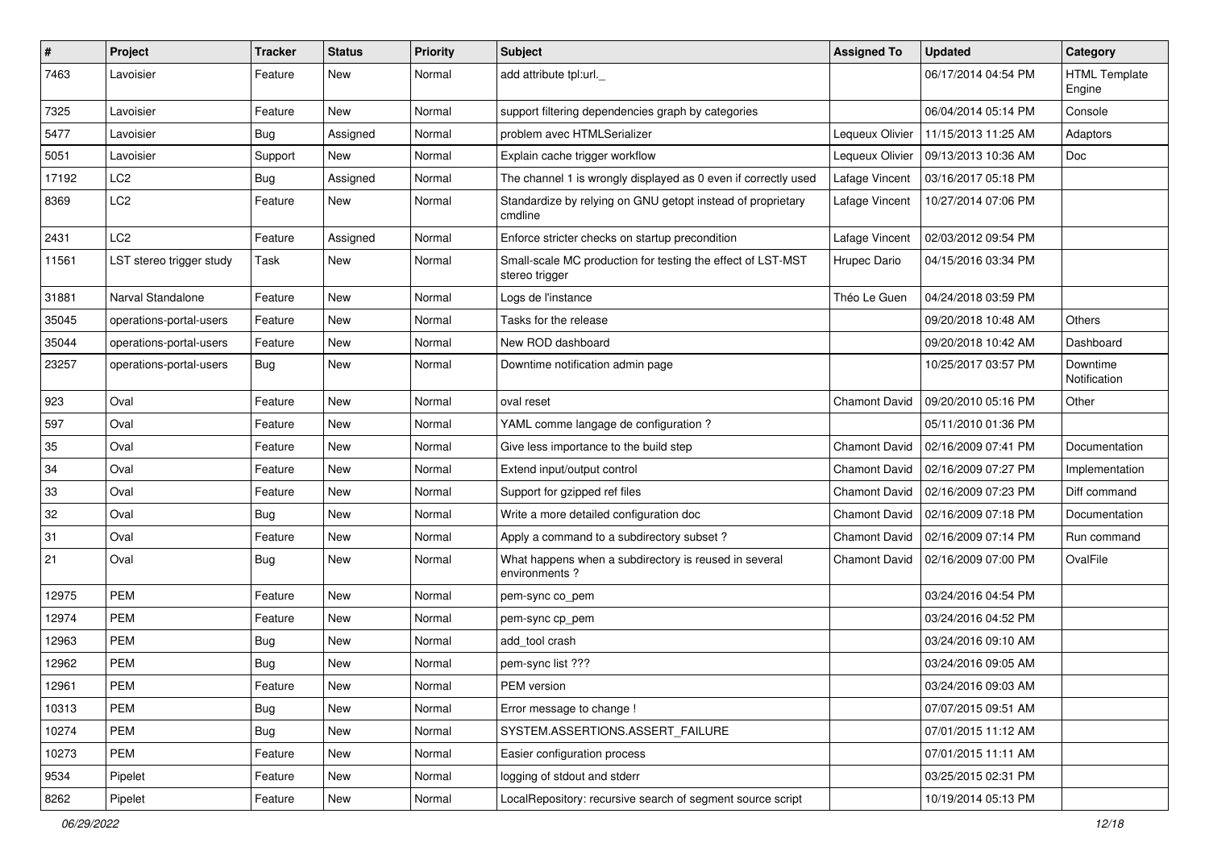| # | Project | Tracker | Status | Priority | Subject | Assigned To | Updated | Category |
|---|---|---|---|---|---|---|---|---|
| 7463 | Lavoisier | Feature | New | Normal | add attribute tpl:url._ | | 06/17/2014 04:54 PM | HTML Template Engine |
| 7325 | Lavoisier | Feature | New | Normal | support filtering dependencies graph by categories | | 06/04/2014 05:14 PM | Console |
| 5477 | Lavoisier | Bug | Assigned | Normal | problem avec HTMLSerializer | Lequeux Olivier | 11/15/2013 11:25 AM | Adaptors |
| 5051 | Lavoisier | Support | New | Normal | Explain cache trigger workflow | Lequeux Olivier | 09/13/2013 10:36 AM | Doc |
| 17192 | LC2 | Bug | Assigned | Normal | The channel 1 is wrongly displayed as 0 even if correctly used | Lafage Vincent | 03/16/2017 05:18 PM | |
| 8369 | LC2 | Feature | New | Normal | Standardize by relying on GNU getopt instead of proprietary cmdline | Lafage Vincent | 10/27/2014 07:06 PM | |
| 2431 | LC2 | Feature | Assigned | Normal | Enforce stricter checks on startup precondition | Lafage Vincent | 02/03/2012 09:54 PM | |
| 11561 | LST stereo trigger study | Task | New | Normal | Small-scale MC production for testing the effect of LST-MST stereo trigger | Hrupec Dario | 04/15/2016 03:34 PM | |
| 31881 | Narval Standalone | Feature | New | Normal | Logs de l'instance | Théo Le Guen | 04/24/2018 03:59 PM | |
| 35045 | operations-portal-users | Feature | New | Normal | Tasks for the release | | 09/20/2018 10:48 AM | Others |
| 35044 | operations-portal-users | Feature | New | Normal | New ROD dashboard | | 09/20/2018 10:42 AM | Dashboard |
| 23257 | operations-portal-users | Bug | New | Normal | Downtime notification admin page | | 10/25/2017 03:57 PM | Downtime Notification |
| 923 | Oval | Feature | New | Normal | oval reset | Chamont David | 09/20/2010 05:16 PM | Other |
| 597 | Oval | Feature | New | Normal | YAML comme langage de configuration ? | | 05/11/2010 01:36 PM | |
| 35 | Oval | Feature | New | Normal | Give less importance to the build step | Chamont David | 02/16/2009 07:41 PM | Documentation |
| 34 | Oval | Feature | New | Normal | Extend input/output control | Chamont David | 02/16/2009 07:27 PM | Implementation |
| 33 | Oval | Feature | New | Normal | Support for gzipped ref files | Chamont David | 02/16/2009 07:23 PM | Diff command |
| 32 | Oval | Bug | New | Normal | Write a more detailed configuration doc | Chamont David | 02/16/2009 07:18 PM | Documentation |
| 31 | Oval | Feature | New | Normal | Apply a command to a subdirectory subset ? | Chamont David | 02/16/2009 07:14 PM | Run command |
| 21 | Oval | Bug | New | Normal | What happens when a subdirectory is reused in several environments ? | Chamont David | 02/16/2009 07:00 PM | OvalFile |
| 12975 | PEM | Feature | New | Normal | pem-sync co_pem | | 03/24/2016 04:54 PM | |
| 12974 | PEM | Feature | New | Normal | pem-sync cp_pem | | 03/24/2016 04:52 PM | |
| 12963 | PEM | Bug | New | Normal | add_tool crash | | 03/24/2016 09:10 AM | |
| 12962 | PEM | Bug | New | Normal | pem-sync list ??? | | 03/24/2016 09:05 AM | |
| 12961 | PEM | Feature | New | Normal | PEM version | | 03/24/2016 09:03 AM | |
| 10313 | PEM | Bug | New | Normal | Error message to change ! | | 07/07/2015 09:51 AM | |
| 10274 | PEM | Bug | New | Normal | SYSTEM.ASSERTIONS.ASSERT_FAILURE | | 07/01/2015 11:12 AM | |
| 10273 | PEM | Feature | New | Normal | Easier configuration process | | 07/01/2015 11:11 AM | |
| 9534 | Pipelet | Feature | New | Normal | logging of stdout and stderr | | 03/25/2015 02:31 PM | |
| 8262 | Pipelet | Feature | New | Normal | LocalRepository: recursive search of segment source script | | 10/19/2014 05:13 PM | |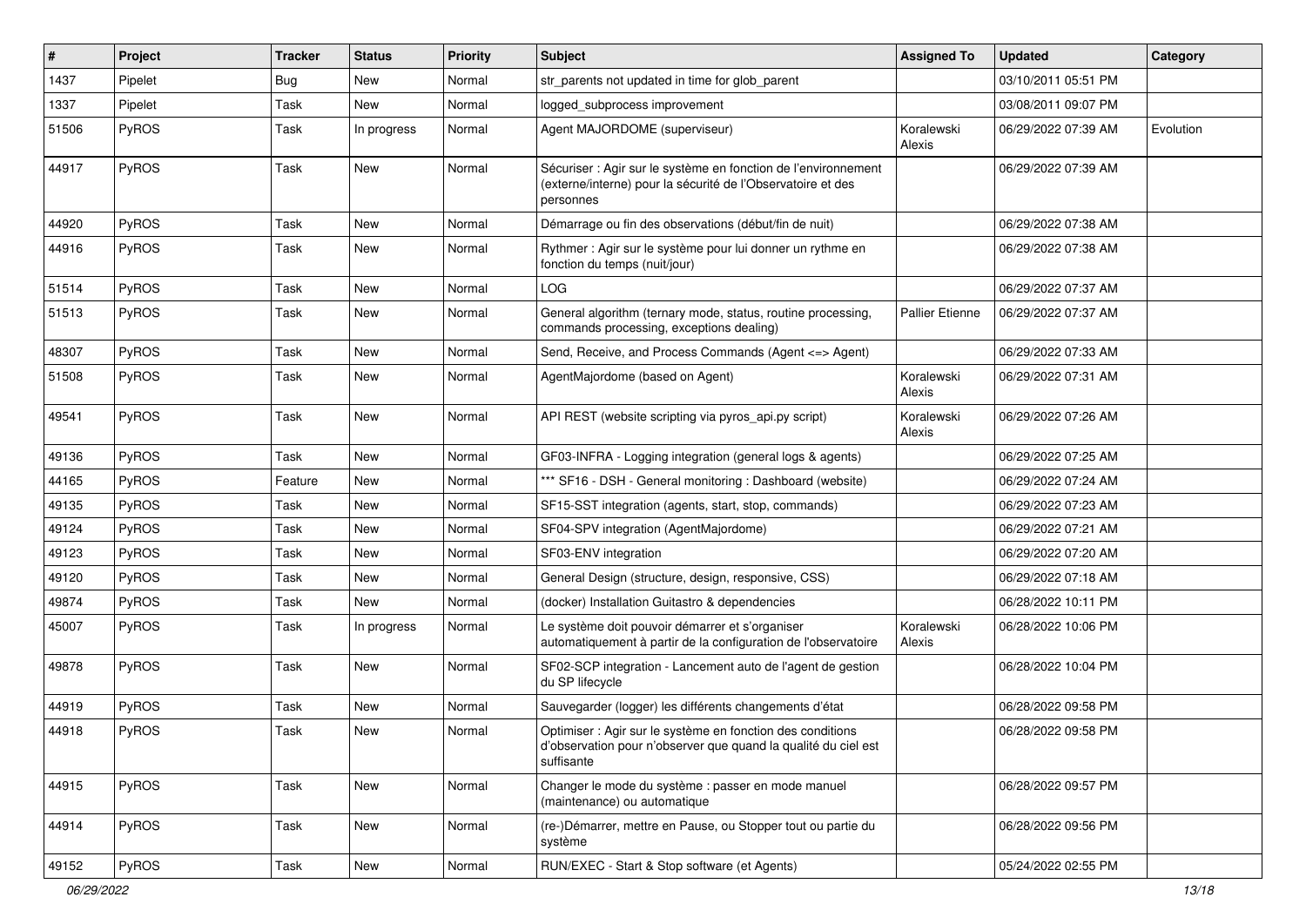| # | Project | Tracker | Status | Priority | Subject | Assigned To | Updated | Category |
|---|---|---|---|---|---|---|---|---|
| 1437 | Pipelet | Bug | New | Normal | str_parents not updated in time for glob_parent | | 03/10/2011 05:51 PM | |
| 1337 | Pipelet | Task | New | Normal | logged_subprocess improvement | | 03/08/2011 09:07 PM | |
| 51506 | PyROS | Task | In progress | Normal | Agent MAJORDOME (superviseur) | Koralewski Alexis | 06/29/2022 07:39 AM | Evolution |
| 44917 | PyROS | Task | New | Normal | Sécuriser : Agir sur le système en fonction de l'environnement (externe/interne) pour la sécurité de l'Observatoire et des personnes | | 06/29/2022 07:39 AM | |
| 44920 | PyROS | Task | New | Normal | Démarrage ou fin des observations (début/fin de nuit) | | 06/29/2022 07:38 AM | |
| 44916 | PyROS | Task | New | Normal | Rythmer : Agir sur le système pour lui donner un rythme en fonction du temps (nuit/jour) | | 06/29/2022 07:38 AM | |
| 51514 | PyROS | Task | New | Normal | LOG | | 06/29/2022 07:37 AM | |
| 51513 | PyROS | Task | New | Normal | General algorithm (ternary mode, status, routine processing, commands processing, exceptions dealing) | Pallier Etienne | 06/29/2022 07:37 AM | |
| 48307 | PyROS | Task | New | Normal | Send, Receive, and Process Commands (Agent <=> Agent) | | 06/29/2022 07:33 AM | |
| 51508 | PyROS | Task | New | Normal | AgentMajordome (based on Agent) | Koralewski Alexis | 06/29/2022 07:31 AM | |
| 49541 | PyROS | Task | New | Normal | API REST (website scripting via pyros_api.py script) | Koralewski Alexis | 06/29/2022 07:26 AM | |
| 49136 | PyROS | Task | New | Normal | GF03-INFRA - Logging integration (general logs & agents) | | 06/29/2022 07:25 AM | |
| 44165 | PyROS | Feature | New | Normal | *** SF16 - DSH - General monitoring : Dashboard (website) | | 06/29/2022 07:24 AM | |
| 49135 | PyROS | Task | New | Normal | SF15-SST integration (agents, start, stop, commands) | | 06/29/2022 07:23 AM | |
| 49124 | PyROS | Task | New | Normal | SF04-SPV integration (AgentMajordome) | | 06/29/2022 07:21 AM | |
| 49123 | PyROS | Task | New | Normal | SF03-ENV integration | | 06/29/2022 07:20 AM | |
| 49120 | PyROS | Task | New | Normal | General Design (structure, design, responsive, CSS) | | 06/29/2022 07:18 AM | |
| 49874 | PyROS | Task | New | Normal | (docker) Installation Guitastro & dependencies | | 06/28/2022 10:11 PM | |
| 45007 | PyROS | Task | In progress | Normal | Le système doit pouvoir démarrer et s'organiser automatiquement à partir de la configuration de l'observatoire | Koralewski Alexis | 06/28/2022 10:06 PM | |
| 49878 | PyROS | Task | New | Normal | SF02-SCP integration - Lancement auto de l'agent de gestion du SP lifecycle | | 06/28/2022 10:04 PM | |
| 44919 | PyROS | Task | New | Normal | Sauvegarder (logger) les différents changements d'état | | 06/28/2022 09:58 PM | |
| 44918 | PyROS | Task | New | Normal | Optimiser : Agir sur le système en fonction des conditions d'observation pour n'observer que quand la qualité du ciel est suffisante | | 06/28/2022 09:58 PM | |
| 44915 | PyROS | Task | New | Normal | Changer le mode du système : passer en mode manuel (maintenance) ou automatique | | 06/28/2022 09:57 PM | |
| 44914 | PyROS | Task | New | Normal | (re-)Démarrer, mettre en Pause, ou Stopper tout ou partie du système | | 06/28/2022 09:56 PM | |
| 49152 | PyROS | Task | New | Normal | RUN/EXEC - Start & Stop software (et Agents) | | 05/24/2022 02:55 PM | |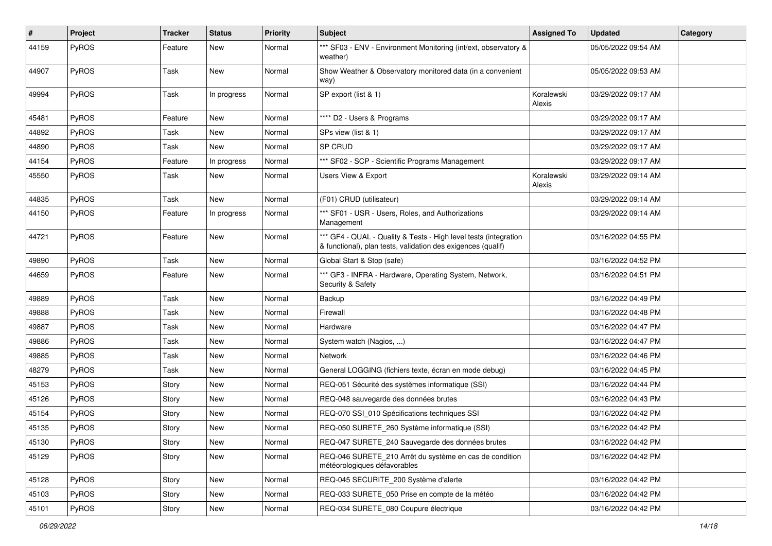| # | Project | Tracker | Status | Priority | Subject | Assigned To | Updated | Category |
|---|---|---|---|---|---|---|---|---|
| 44159 | PyROS | Feature | New | Normal | *** SF03 - ENV - Environment Monitoring (int/ext, observatory & weather) | | 05/05/2022 09:54 AM | |
| 44907 | PyROS | Task | New | Normal | Show Weather & Observatory monitored data (in a convenient way) | | 05/05/2022 09:53 AM | |
| 49994 | PyROS | Task | In progress | Normal | SP export (list & 1) | Koralewski Alexis | 03/29/2022 09:17 AM | |
| 45481 | PyROS | Feature | New | Normal | **** D2 - Users & Programs | | 03/29/2022 09:17 AM | |
| 44892 | PyROS | Task | New | Normal | SPs view (list & 1) | | 03/29/2022 09:17 AM | |
| 44890 | PyROS | Task | New | Normal | SP CRUD | | 03/29/2022 09:17 AM | |
| 44154 | PyROS | Feature | In progress | Normal | *** SF02 - SCP - Scientific Programs Management | | 03/29/2022 09:17 AM | |
| 45550 | PyROS | Task | New | Normal | Users View & Export | Koralewski Alexis | 03/29/2022 09:14 AM | |
| 44835 | PyROS | Task | New | Normal | (F01) CRUD (utilisateur) | | 03/29/2022 09:14 AM | |
| 44150 | PyROS | Feature | In progress | Normal | *** SF01 - USR - Users, Roles, and Authorizations Management | | 03/29/2022 09:14 AM | |
| 44721 | PyROS | Feature | New | Normal | *** GF4 - QUAL - Quality & Tests - High level tests (integration & functional), plan tests, validation des exigences (qualif) | | 03/16/2022 04:55 PM | |
| 49890 | PyROS | Task | New | Normal | Global Start & Stop (safe) | | 03/16/2022 04:52 PM | |
| 44659 | PyROS | Feature | New | Normal | *** GF3 - INFRA - Hardware, Operating System, Network, Security & Safety | | 03/16/2022 04:51 PM | |
| 49889 | PyROS | Task | New | Normal | Backup | | 03/16/2022 04:49 PM | |
| 49888 | PyROS | Task | New | Normal | Firewall | | 03/16/2022 04:48 PM | |
| 49887 | PyROS | Task | New | Normal | Hardware | | 03/16/2022 04:47 PM | |
| 49886 | PyROS | Task | New | Normal | System watch (Nagios, ...) | | 03/16/2022 04:47 PM | |
| 49885 | PyROS | Task | New | Normal | Network | | 03/16/2022 04:46 PM | |
| 48279 | PyROS | Task | New | Normal | General LOGGING (fichiers texte, écran en mode debug) | | 03/16/2022 04:45 PM | |
| 45153 | PyROS | Story | New | Normal | REQ-051 Sécurité des systèmes informatique (SSI) | | 03/16/2022 04:44 PM | |
| 45126 | PyROS | Story | New | Normal | REQ-048 sauvegarde des données brutes | | 03/16/2022 04:43 PM | |
| 45154 | PyROS | Story | New | Normal | REQ-070 SSI_010 Spécifications techniques SSI | | 03/16/2022 04:42 PM | |
| 45135 | PyROS | Story | New | Normal | REQ-050 SURETE_260 Système informatique (SSI) | | 03/16/2022 04:42 PM | |
| 45130 | PyROS | Story | New | Normal | REQ-047 SURETE_240 Sauvegarde des données brutes | | 03/16/2022 04:42 PM | |
| 45129 | PyROS | Story | New | Normal | REQ-046 SURETE_210 Arrêt du système en cas de condition météorologiques défavorables | | 03/16/2022 04:42 PM | |
| 45128 | PyROS | Story | New | Normal | REQ-045 SECURITE_200 Système d'alerte | | 03/16/2022 04:42 PM | |
| 45103 | PyROS | Story | New | Normal | REQ-033 SURETE_050 Prise en compte de la météo | | 03/16/2022 04:42 PM | |
| 45101 | PyROS | Story | New | Normal | REQ-034 SURETE_080 Coupure électrique | | 03/16/2022 04:42 PM | |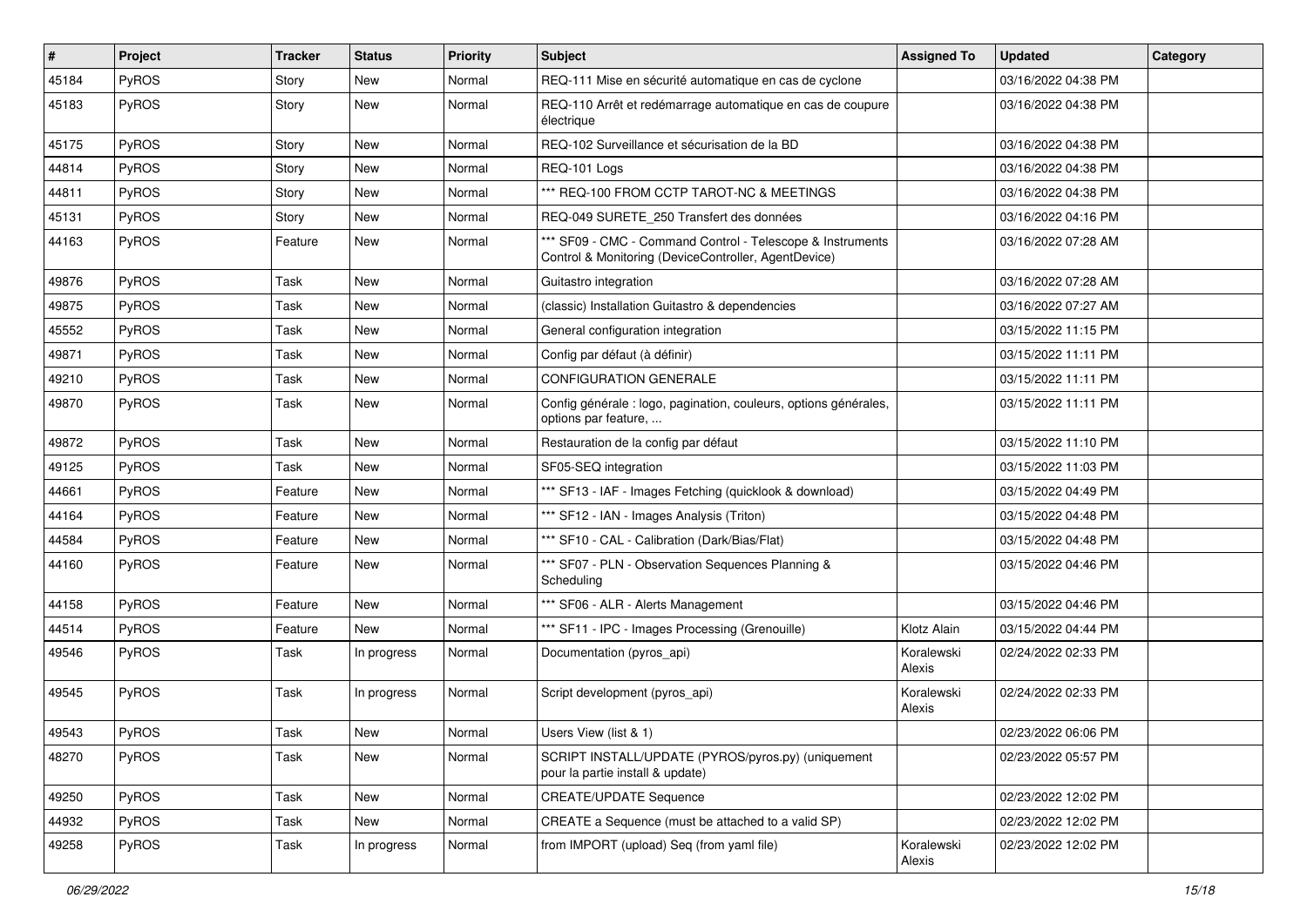| # | Project | Tracker | Status | Priority | Subject | Assigned To | Updated | Category |
|---|---|---|---|---|---|---|---|---|
| 45184 | PyROS | Story | New | Normal | REQ-111 Mise en sécurité automatique en cas de cyclone | | 03/16/2022 04:38 PM | |
| 45183 | PyROS | Story | New | Normal | REQ-110 Arrêt et redémarrage automatique en cas de coupure électrique | | 03/16/2022 04:38 PM | |
| 45175 | PyROS | Story | New | Normal | REQ-102 Surveillance et sécurisation de la BD | | 03/16/2022 04:38 PM | |
| 44814 | PyROS | Story | New | Normal | REQ-101 Logs | | 03/16/2022 04:38 PM | |
| 44811 | PyROS | Story | New | Normal | *** REQ-100 FROM CCTP TAROT-NC & MEETINGS | | 03/16/2022 04:38 PM | |
| 45131 | PyROS | Story | New | Normal | REQ-049 SURETE_250 Transfert des données | | 03/16/2022 04:16 PM | |
| 44163 | PyROS | Feature | New | Normal | *** SF09 - CMC - Command Control - Telescope & Instruments Control & Monitoring (DeviceController, AgentDevice) | | 03/16/2022 07:28 AM | |
| 49876 | PyROS | Task | New | Normal | Guitastro integration | | 03/16/2022 07:28 AM | |
| 49875 | PyROS | Task | New | Normal | (classic) Installation Guitastro & dependencies | | 03/16/2022 07:27 AM | |
| 45552 | PyROS | Task | New | Normal | General configuration integration | | 03/15/2022 11:15 PM | |
| 49871 | PyROS | Task | New | Normal | Config par défaut (à définir) | | 03/15/2022 11:11 PM | |
| 49210 | PyROS | Task | New | Normal | CONFIGURATION GENERALE | | 03/15/2022 11:11 PM | |
| 49870 | PyROS | Task | New | Normal | Config générale : logo, pagination, couleurs, options générales, options par feature, ... | | 03/15/2022 11:11 PM | |
| 49872 | PyROS | Task | New | Normal | Restauration de la config par défaut | | 03/15/2022 11:10 PM | |
| 49125 | PyROS | Task | New | Normal | SF05-SEQ integration | | 03/15/2022 11:03 PM | |
| 44661 | PyROS | Feature | New | Normal | *** SF13 - IAF - Images Fetching (quicklook & download) | | 03/15/2022 04:49 PM | |
| 44164 | PyROS | Feature | New | Normal | *** SF12 - IAN - Images Analysis (Triton) | | 03/15/2022 04:48 PM | |
| 44584 | PyROS | Feature | New | Normal | *** SF10 - CAL - Calibration (Dark/Bias/Flat) | | 03/15/2022 04:48 PM | |
| 44160 | PyROS | Feature | New | Normal | *** SF07 - PLN - Observation Sequences Planning & Scheduling | | 03/15/2022 04:46 PM | |
| 44158 | PyROS | Feature | New | Normal | *** SF06 - ALR - Alerts Management | | 03/15/2022 04:46 PM | |
| 44514 | PyROS | Feature | New | Normal | *** SF11 - IPC - Images Processing (Grenouille) | Klotz Alain | 03/15/2022 04:44 PM | |
| 49546 | PyROS | Task | In progress | Normal | Documentation (pyros_api) | Koralewski Alexis | 02/24/2022 02:33 PM | |
| 49545 | PyROS | Task | In progress | Normal | Script development (pyros_api) | Koralewski Alexis | 02/24/2022 02:33 PM | |
| 49543 | PyROS | Task | New | Normal | Users View (list & 1) | | 02/23/2022 06:06 PM | |
| 48270 | PyROS | Task | New | Normal | SCRIPT INSTALL/UPDATE (PYROS/pyros.py) (uniquement pour la partie install & update) | | 02/23/2022 05:57 PM | |
| 49250 | PyROS | Task | New | Normal | CREATE/UPDATE Sequence | | 02/23/2022 12:02 PM | |
| 44932 | PyROS | Task | New | Normal | CREATE a Sequence (must be attached to a valid SP) | | 02/23/2022 12:02 PM | |
| 49258 | PyROS | Task | In progress | Normal | from IMPORT (upload) Seq (from yaml file) | Koralewski Alexis | 02/23/2022 12:02 PM | |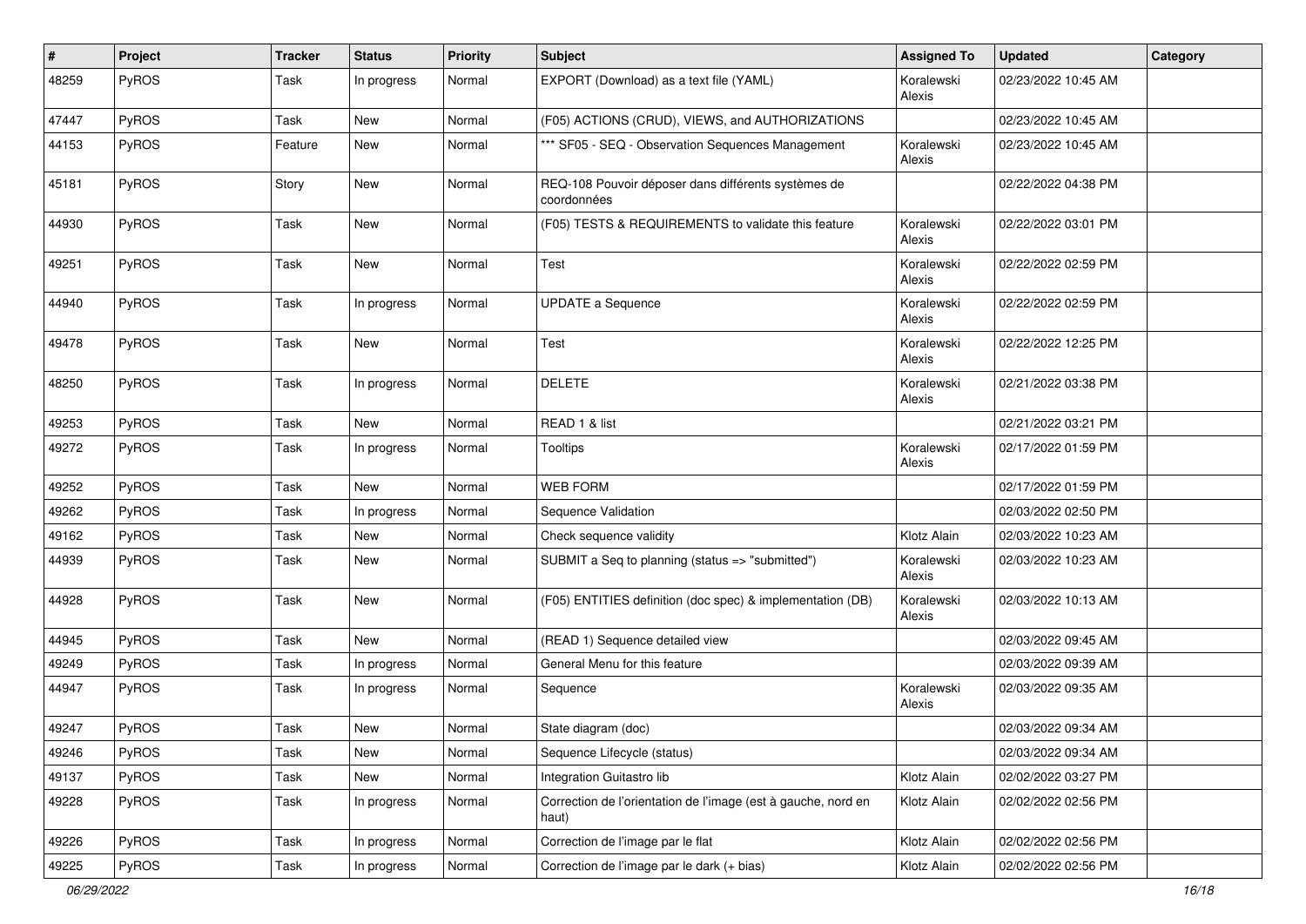| # | Project | Tracker | Status | Priority | Subject | Assigned To | Updated | Category |
|---|---|---|---|---|---|---|---|---|
| 48259 | PyROS | Task | In progress | Normal | EXPORT (Download) as a text file (YAML) | Koralewski Alexis | 02/23/2022 10:45 AM | |
| 47447 | PyROS | Task | New | Normal | (F05) ACTIONS (CRUD), VIEWS, and AUTHORIZATIONS | | 02/23/2022 10:45 AM | |
| 44153 | PyROS | Feature | New | Normal | *** SF05 - SEQ - Observation Sequences Management | Koralewski Alexis | 02/23/2022 10:45 AM | |
| 45181 | PyROS | Story | New | Normal | REQ-108 Pouvoir déposer dans différents systèmes de coordonnées | | 02/22/2022 04:38 PM | |
| 44930 | PyROS | Task | New | Normal | (F05) TESTS & REQUIREMENTS to validate this feature | Koralewski Alexis | 02/22/2022 03:01 PM | |
| 49251 | PyROS | Task | New | Normal | Test | Koralewski Alexis | 02/22/2022 02:59 PM | |
| 44940 | PyROS | Task | In progress | Normal | UPDATE a Sequence | Koralewski Alexis | 02/22/2022 02:59 PM | |
| 49478 | PyROS | Task | New | Normal | Test | Koralewski Alexis | 02/22/2022 12:25 PM | |
| 48250 | PyROS | Task | In progress | Normal | DELETE | Koralewski Alexis | 02/21/2022 03:38 PM | |
| 49253 | PyROS | Task | New | Normal | READ 1 & list | | 02/21/2022 03:21 PM | |
| 49272 | PyROS | Task | In progress | Normal | Tooltips | Koralewski Alexis | 02/17/2022 01:59 PM | |
| 49252 | PyROS | Task | New | Normal | WEB FORM | | 02/17/2022 01:59 PM | |
| 49262 | PyROS | Task | In progress | Normal | Sequence Validation | | 02/03/2022 02:50 PM | |
| 49162 | PyROS | Task | New | Normal | Check sequence validity | Klotz Alain | 02/03/2022 10:23 AM | |
| 44939 | PyROS | Task | New | Normal | SUBMIT a Seq to planning (status => "submitted") | Koralewski Alexis | 02/03/2022 10:23 AM | |
| 44928 | PyROS | Task | New | Normal | (F05) ENTITIES definition (doc spec) & implementation (DB) | Koralewski Alexis | 02/03/2022 10:13 AM | |
| 44945 | PyROS | Task | New | Normal | (READ 1) Sequence detailed view | | 02/03/2022 09:45 AM | |
| 49249 | PyROS | Task | In progress | Normal | General Menu for this feature | | 02/03/2022 09:39 AM | |
| 44947 | PyROS | Task | In progress | Normal | Sequence | Koralewski Alexis | 02/03/2022 09:35 AM | |
| 49247 | PyROS | Task | New | Normal | State diagram (doc) | | 02/03/2022 09:34 AM | |
| 49246 | PyROS | Task | New | Normal | Sequence Lifecycle (status) | | 02/03/2022 09:34 AM | |
| 49137 | PyROS | Task | New | Normal | Integration Guitastro lib | Klotz Alain | 02/02/2022 03:27 PM | |
| 49228 | PyROS | Task | In progress | Normal | Correction de l'orientation de l'image (est à gauche, nord en haut) | Klotz Alain | 02/02/2022 02:56 PM | |
| 49226 | PyROS | Task | In progress | Normal | Correction de l'image par le flat | Klotz Alain | 02/02/2022 02:56 PM | |
| 49225 | PyROS | Task | In progress | Normal | Correction de l'image par le dark (+ bias) | Klotz Alain | 02/02/2022 02:56 PM | |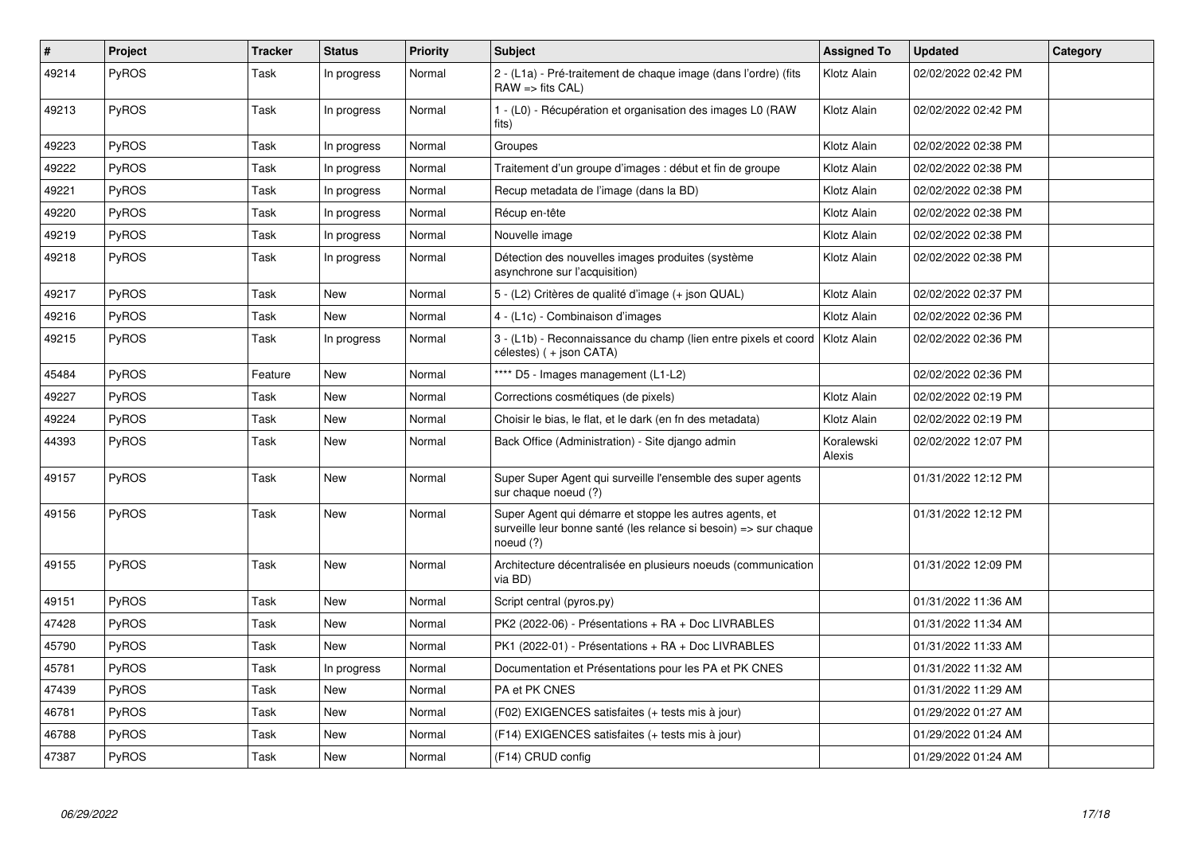| # | Project | Tracker | Status | Priority | Subject | Assigned To | Updated | Category |
|---|---|---|---|---|---|---|---|---|
| 49214 | PyROS | Task | In progress | Normal | 2 - (L1a) - Pré-traitement de chaque image (dans l'ordre) (fits RAW => fits CAL) | Klotz Alain | 02/02/2022 02:42 PM | |
| 49213 | PyROS | Task | In progress | Normal | 1 - (L0) - Récupération et organisation des images L0 (RAW fits) | Klotz Alain | 02/02/2022 02:42 PM | |
| 49223 | PyROS | Task | In progress | Normal | Groupes | Klotz Alain | 02/02/2022 02:38 PM | |
| 49222 | PyROS | Task | In progress | Normal | Traitement d'un groupe d'images : début et fin de groupe | Klotz Alain | 02/02/2022 02:38 PM | |
| 49221 | PyROS | Task | In progress | Normal | Recup metadata de l'image (dans la BD) | Klotz Alain | 02/02/2022 02:38 PM | |
| 49220 | PyROS | Task | In progress | Normal | Récup en-tête | Klotz Alain | 02/02/2022 02:38 PM | |
| 49219 | PyROS | Task | In progress | Normal | Nouvelle image | Klotz Alain | 02/02/2022 02:38 PM | |
| 49218 | PyROS | Task | In progress | Normal | Détection des nouvelles images produites (système asynchrone sur l'acquisition) | Klotz Alain | 02/02/2022 02:38 PM | |
| 49217 | PyROS | Task | New | Normal | 5 - (L2) Critères de qualité d'image (+ json QUAL) | Klotz Alain | 02/02/2022 02:37 PM | |
| 49216 | PyROS | Task | New | Normal | 4 - (L1c) - Combinaison d'images | Klotz Alain | 02/02/2022 02:36 PM | |
| 49215 | PyROS | Task | In progress | Normal | 3 - (L1b) - Reconnaissance du champ (lien entre pixels et coord célestes) ( + json CATA) | Klotz Alain | 02/02/2022 02:36 PM | |
| 45484 | PyROS | Feature | New | Normal | **** D5 - Images management (L1-L2) | | 02/02/2022 02:36 PM | |
| 49227 | PyROS | Task | New | Normal | Corrections cosmétiques (de pixels) | Klotz Alain | 02/02/2022 02:19 PM | |
| 49224 | PyROS | Task | New | Normal | Choisir le bias, le flat, et le dark (en fn des metadata) | Klotz Alain | 02/02/2022 02:19 PM | |
| 44393 | PyROS | Task | New | Normal | Back Office (Administration) - Site django admin | Koralewski Alexis | 02/02/2022 12:07 PM | |
| 49157 | PyROS | Task | New | Normal | Super Super Agent qui surveille l'ensemble des super agents sur chaque noeud (?) | | 01/31/2022 12:12 PM | |
| 49156 | PyROS | Task | New | Normal | Super Agent qui démarre et stoppe les autres agents, et surveille leur bonne santé (les relance si besoin) => sur chaque noeud (?) | | 01/31/2022 12:12 PM | |
| 49155 | PyROS | Task | New | Normal | Architecture décentralisée en plusieurs noeuds (communication via BD) | | 01/31/2022 12:09 PM | |
| 49151 | PyROS | Task | New | Normal | Script central (pyros.py) | | 01/31/2022 11:36 AM | |
| 47428 | PyROS | Task | New | Normal | PK2 (2022-06) - Présentations + RA + Doc LIVRABLES | | 01/31/2022 11:34 AM | |
| 45790 | PyROS | Task | New | Normal | PK1 (2022-01) - Présentations + RA + Doc LIVRABLES | | 01/31/2022 11:33 AM | |
| 45781 | PyROS | Task | In progress | Normal | Documentation et Présentations pour les PA et PK CNES | | 01/31/2022 11:32 AM | |
| 47439 | PyROS | Task | New | Normal | PA et PK CNES | | 01/31/2022 11:29 AM | |
| 46781 | PyROS | Task | New | Normal | (F02) EXIGENCES satisfaites (+ tests mis à jour) | | 01/29/2022 01:27 AM | |
| 46788 | PyROS | Task | New | Normal | (F14) EXIGENCES satisfaites (+ tests mis à jour) | | 01/29/2022 01:24 AM | |
| 47387 | PyROS | Task | New | Normal | (F14) CRUD config | | 01/29/2022 01:24 AM | |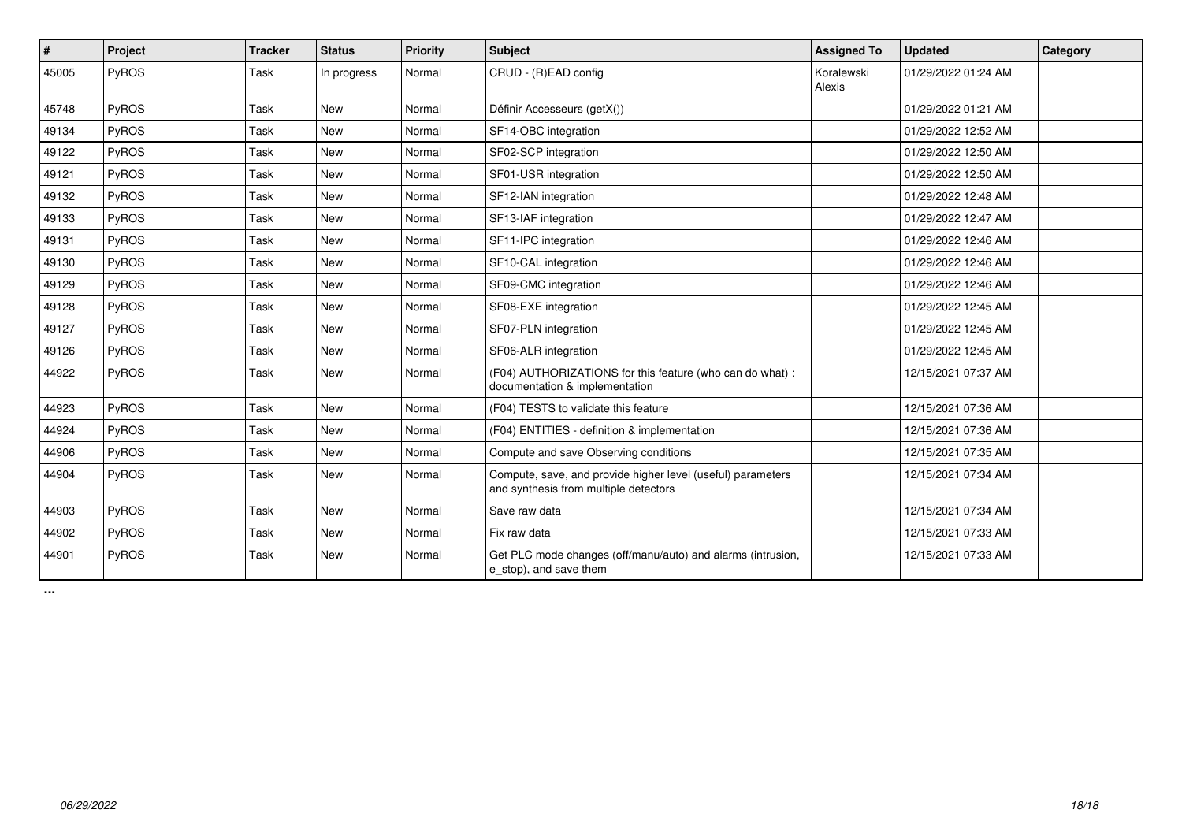| # | Project | Tracker | Status | Priority | Subject | Assigned To | Updated | Category |
|---|---|---|---|---|---|---|---|---|
| 45005 | PyROS | Task | In progress | Normal | CRUD - (R)EAD config | Koralewski Alexis | 01/29/2022 01:24 AM | |
| 45748 | PyROS | Task | New | Normal | Définir Accesseurs (getX()) | | 01/29/2022 01:21 AM | |
| 49134 | PyROS | Task | New | Normal | SF14-OBC integration | | 01/29/2022 12:52 AM | |
| 49122 | PyROS | Task | New | Normal | SF02-SCP integration | | 01/29/2022 12:50 AM | |
| 49121 | PyROS | Task | New | Normal | SF01-USR integration | | 01/29/2022 12:50 AM | |
| 49132 | PyROS | Task | New | Normal | SF12-IAN integration | | 01/29/2022 12:48 AM | |
| 49133 | PyROS | Task | New | Normal | SF13-IAF integration | | 01/29/2022 12:47 AM | |
| 49131 | PyROS | Task | New | Normal | SF11-IPC integration | | 01/29/2022 12:46 AM | |
| 49130 | PyROS | Task | New | Normal | SF10-CAL integration | | 01/29/2022 12:46 AM | |
| 49129 | PyROS | Task | New | Normal | SF09-CMC integration | | 01/29/2022 12:46 AM | |
| 49128 | PyROS | Task | New | Normal | SF08-EXE integration | | 01/29/2022 12:45 AM | |
| 49127 | PyROS | Task | New | Normal | SF07-PLN integration | | 01/29/2022 12:45 AM | |
| 49126 | PyROS | Task | New | Normal | SF06-ALR integration | | 01/29/2022 12:45 AM | |
| 44922 | PyROS | Task | New | Normal | (F04) AUTHORIZATIONS for this feature (who can do what) : documentation & implementation | | 12/15/2021 07:37 AM | |
| 44923 | PyROS | Task | New | Normal | (F04) TESTS to validate this feature | | 12/15/2021 07:36 AM | |
| 44924 | PyROS | Task | New | Normal | (F04) ENTITIES - definition & implementation | | 12/15/2021 07:36 AM | |
| 44906 | PyROS | Task | New | Normal | Compute and save Observing conditions | | 12/15/2021 07:35 AM | |
| 44904 | PyROS | Task | New | Normal | Compute, save, and provide higher level (useful) parameters and synthesis from multiple detectors | | 12/15/2021 07:34 AM | |
| 44903 | PyROS | Task | New | Normal | Save raw data | | 12/15/2021 07:34 AM | |
| 44902 | PyROS | Task | New | Normal | Fix raw data | | 12/15/2021 07:33 AM | |
| 44901 | PyROS | Task | New | Normal | Get PLC mode changes (off/manu/auto) and alarms (intrusion, e_stop), and save them | | 12/15/2021 07:33 AM | |

...